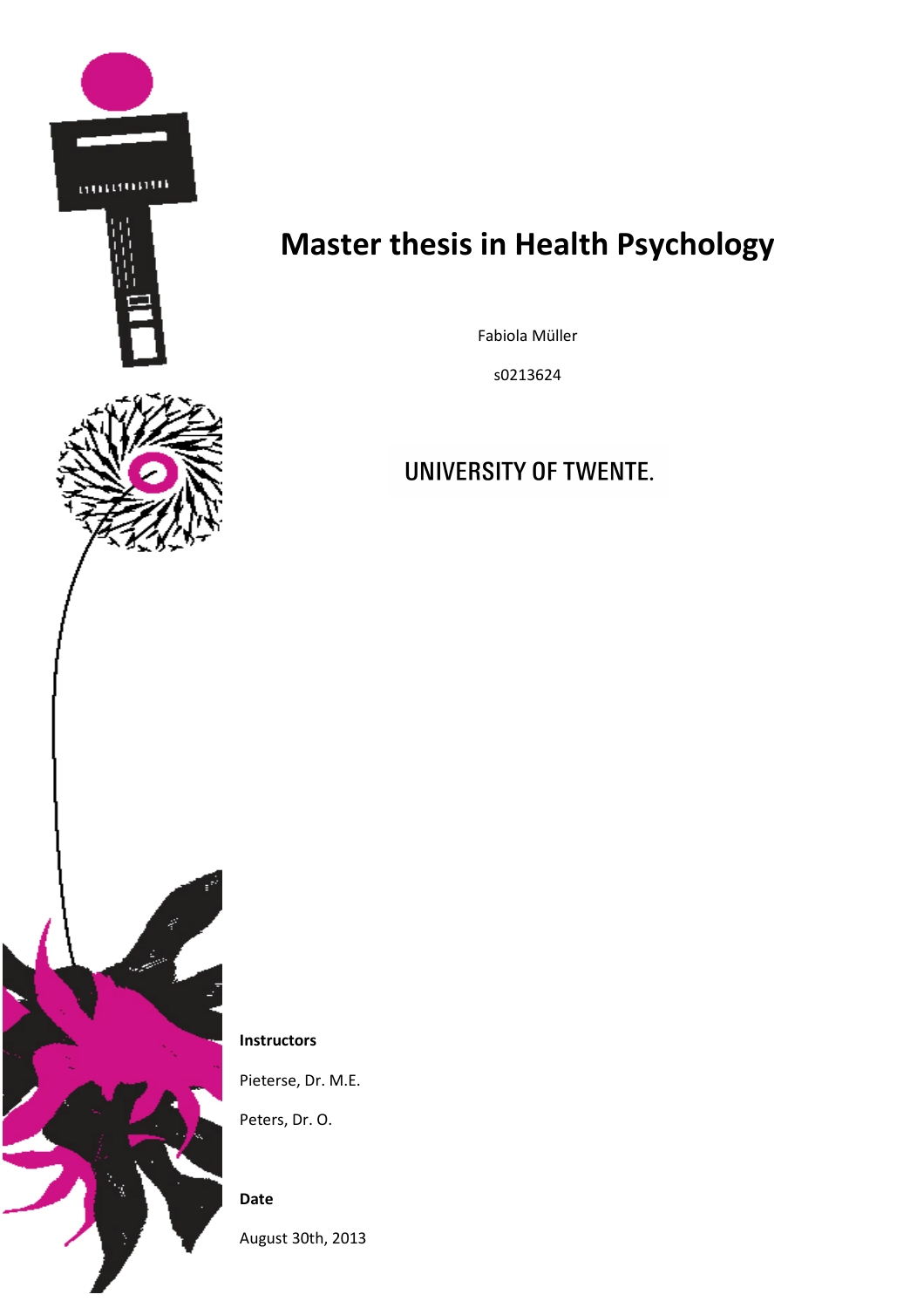# Master thesis in Health Psychology

Fabiola Müller

s0213624

UNIVERSITY OF TWENTE.

**Instructors**

Pieterse, Dr. M.E.

Peters, Dr. O.

**Date**

August 30th, 2013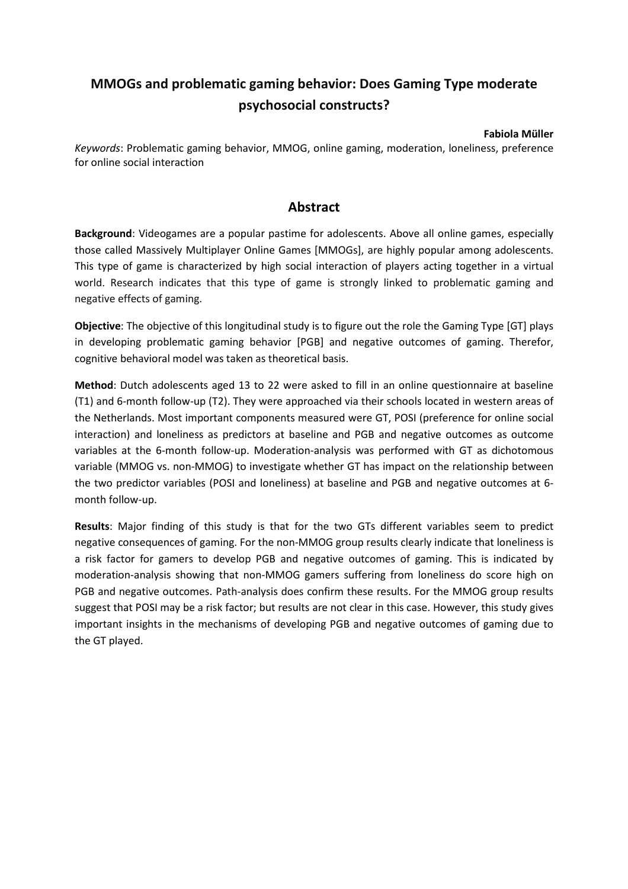# MMOGs and problematic gaming behavior: Does Gaming Type moderate psychosocial constructs?

**Fabiola Müller**

*Keywords*: Problematic gaming behavior, MMOG, online gaming, moderation, loneliness, preference for online social interaction

## Abstract

**Background**: Videogames are a popular pastime for adolescents. Above all online games, especially those called Massively Multiplayer Online Games [MMOGs], are highly popular among adolescents. This type of game is characterized by high social interaction of players acting together in a virtual world. Research indicates that this type of game is strongly linked to problematic gaming and negative effects of gaming.

**Objective**: The objective of this longitudinal study is to figure out the role the Gaming Type [GT] plays in developing problematic gaming behavior [PGB] and negative outcomes of gaming. Therefor, cognitive behavioral model was taken as theoretical basis.

**Method**: Dutch adolescents aged 13 to 22 were asked to fill in an online questionnaire at baseline (T1) and 6-month follow-up (T2). They were approached via their schools located in western areas of the Netherlands. Most important components measured were GT, POSI (preference for online social interaction) and loneliness as predictors at baseline and PGB and negative outcomes as outcome variables at the 6-month follow-up. Moderation-analysis was performed with GT as dichotomous variable (MMOG vs. non-MMOG) to investigate whether GT has impact on the relationship between the two predictor variables (POSI and loneliness) at baseline and PGB and negative outcomes at 6-month follow-up.

**Results**: Major finding of this study is that for the two GTs different variables seem to predict negative consequences of gaming. For the non-MMOG group results clearly indicate that loneliness is a risk factor for gamers to develop PGB and negative outcomes of gaming. This is indicated by moderation-analysis showing that non-MMOG gamers suffering from loneliness do score high on PGB and negative outcomes. Path-analysis does confirm these results. For the MMOG group results suggest that POSI may be a risk factor; but results are not clear in this case. However, this study gives important insights in the mechanisms of developing PGB and negative outcomes of gaming due to the GT played.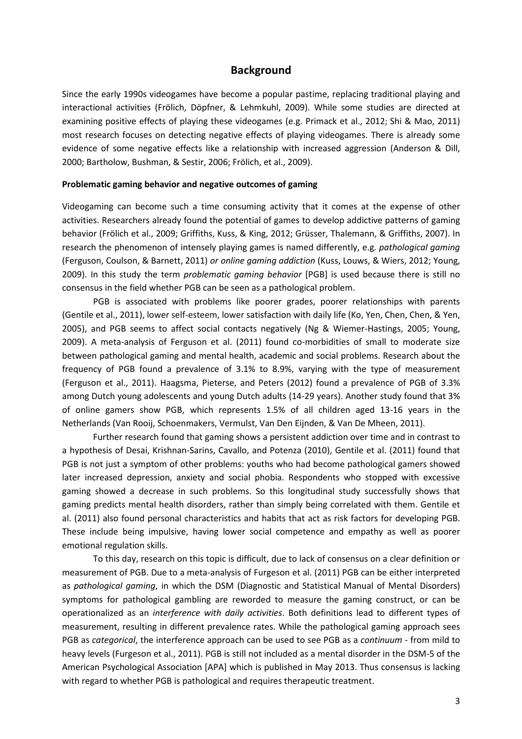## Background

Since the early 1990s videogames have become a popular pastime, replacing traditional playing and interactional activities (Frölich, Döpfner, & Lehmkuhl, 2009). While some studies are directed at examining positive effects of playing these videogames (e.g. Primack et al., 2012; Shi & Mao, 2011) most research focuses on detecting negative effects of playing videogames. There is already some evidence of some negative effects like a relationship with increased aggression (Anderson & Dill, 2000; Bartholow, Bushman, & Sestir, 2006; Frölich, et al., 2009).

### Problematic gaming behavior and negative outcomes of gaming

Videogaming can become such a time consuming activity that it comes at the expense of other activities. Researchers already found the potential of games to develop addictive patterns of gaming behavior (Frölich et al., 2009; Griffiths, Kuss, & King, 2012; Grüsser, Thalemann, & Griffiths, 2007). In research the phenomenon of intensely playing games is named differently, e.g. *pathological gaming* (Ferguson, Coulson, & Barnett, 2011) *or online gaming addiction* (Kuss, Louws, & Wiers, 2012; Young, 2009). In this study the term *problematic gaming behavior* [PGB] is used because there is still no consensus in the field whether PGB can be seen as a pathological problem.

PGB is associated with problems like poorer grades, poorer relationships with parents (Gentile et al., 2011), lower self-esteem, lower satisfaction with daily life (Ko, Yen, Chen, Chen, & Yen, 2005), and PGB seems to affect social contacts negatively (Ng & Wiemer-Hastings, 2005; Young, 2009). A meta-analysis of Ferguson et al. (2011) found co-morbidities of small to moderate size between pathological gaming and mental health, academic and social problems. Research about the frequency of PGB found a prevalence of 3.1% to 8.9%, varying with the type of measurement (Ferguson et al., 2011). Haagsma, Pieterse, and Peters (2012) found a prevalence of PGB of 3.3% among Dutch young adolescents and young Dutch adults (14-29 years). Another study found that 3% of online gamers show PGB, which represents 1.5% of all children aged 13-16 years in the Netherlands (Van Rooij, Schoenmakers, Vermulst, Van Den Eijnden, & Van De Mheen, 2011).

Further research found that gaming shows a persistent addiction over time and in contrast to a hypothesis of Desai, Krishnan-Sarins, Cavallo, and Potenza (2010), Gentile et al. (2011) found that PGB is not just a symptom of other problems: youths who had become pathological gamers showed later increased depression, anxiety and social phobia. Respondents who stopped with excessive gaming showed a decrease in such problems. So this longitudinal study successfully shows that gaming predicts mental health disorders, rather than simply being correlated with them. Gentile et al. (2011) also found personal characteristics and habits that act as risk factors for developing PGB. These include being impulsive, having lower social competence and empathy as well as poorer emotional regulation skills.

To this day, research on this topic is difficult, due to lack of consensus on a clear definition or measurement of PGB. Due to a meta-analysis of Furgeson et al. (2011) PGB can be either interpreted as *pathological gaming*, in which the DSM (Diagnostic and Statistical Manual of Mental Disorders) symptoms for pathological gambling are reworded to measure the gaming construct, or can be operationalized as an *interference with daily activities*. Both definitions lead to different types of measurement, resulting in different prevalence rates. While the pathological gaming approach sees PGB as *categorical*, the interference approach can be used to see PGB as a *continuum* - from mild to heavy levels (Furgeson et al., 2011). PGB is still not included as a mental disorder in the DSM-5 of the American Psychological Association [APA] which is published in May 2013. Thus consensus is lacking with regard to whether PGB is pathological and requires therapeutic treatment.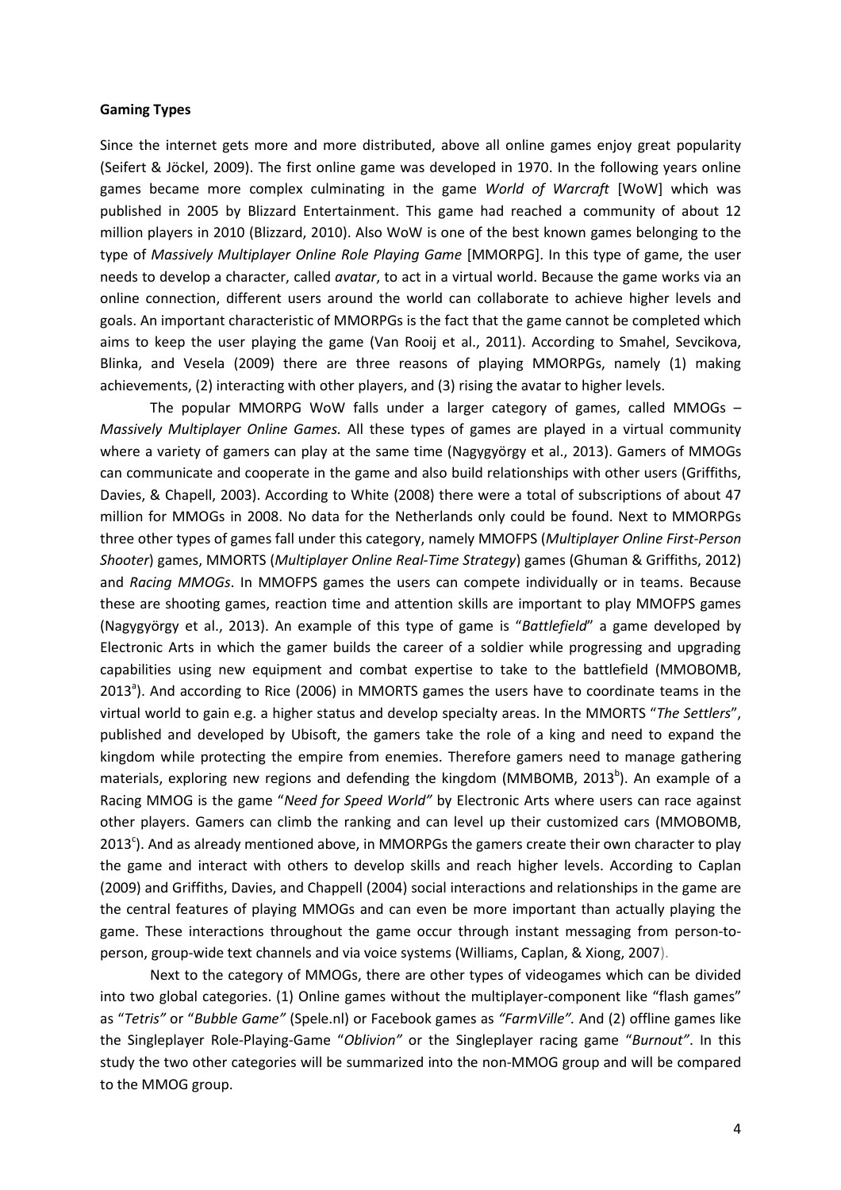**Gaming Types**

Since the internet gets more and more distributed, above all online games enjoy great popularity (Seifert & Jöckel, 2009). The first online game was developed in 1970. In the following years online games became more complex culminating in the game *World of Warcraft* [WoW] which was published in 2005 by Blizzard Entertainment. This game had reached a community of about 12 million players in 2010 (Blizzard, 2010). Also WoW is one of the best known games belonging to the type of *Massively Multiplayer Online Role Playing Game* [MMORPG]. In this type of game, the user needs to develop a character, called *avatar*, to act in a virtual world. Because the game works via an online connection, different users around the world can collaborate to achieve higher levels and goals. An important characteristic of MMORPGs is the fact that the game cannot be completed which aims to keep the user playing the game (Van Rooij et al., 2011). According to Smahel, Sevcikova, Blinka, and Vesela (2009) there are three reasons of playing MMORPGs, namely (1) making achievements, (2) interacting with other players, and (3) rising the avatar to higher levels.

The popular MMORPG WoW falls under a larger category of games, called MMOGs – *Massively Multiplayer Online Games.* All these types of games are played in a virtual community where a variety of gamers can play at the same time (Nagygyörgy et al., 2013). Gamers of MMOGs can communicate and cooperate in the game and also build relationships with other users (Griffiths, Davies, & Chapell, 2003). According to White (2008) there were a total of subscriptions of about 47 million for MMOGs in 2008. No data for the Netherlands only could be found. Next to MMORPGs three other types of games fall under this category, namely MMOFPS (*Multiplayer Online First-Person Shooter*) games, MMORTS (*Multiplayer Online Real-Time Strategy*) games (Ghuman & Griffiths, 2012) and *Racing MMOGs*. In MMOFPS games the users can compete individually or in teams. Because these are shooting games, reaction time and attention skills are important to play MMOFPS games (Nagygyörgy et al., 2013). An example of this type of game is "*Battlefield*" a game developed by Electronic Arts in which the gamer builds the career of a soldier while progressing and upgrading capabilities using new equipment and combat expertise to take to the battlefield (MMOBOMB, 2013[a]). And according to Rice (2006) in MMORTS games the users have to coordinate teams in the virtual world to gain e.g. a higher status and develop specialty areas. In the MMORTS "*The Settlers*", published and developed by Ubisoft, the gamers take the role of a king and need to expand the kingdom while protecting the empire from enemies. Therefore gamers need to manage gathering materials, exploring new regions and defending the kingdom (MMBOMB, 2013[b]). An example of a Racing MMOG is the game "*Need for Speed World"* by Electronic Arts where users can race against other players. Gamers can climb the ranking and can level up their customized cars (MMOBOMB, 2013[c]). And as already mentioned above, in MMORPGs the gamers create their own character to play the game and interact with others to develop skills and reach higher levels. According to Caplan (2009) and Griffiths, Davies, and Chappell (2004) social interactions and relationships in the game are the central features of playing MMOGs and can even be more important than actually playing the game. These interactions throughout the game occur through instant messaging from person-to-person, group-wide text channels and via voice systems (Williams, Caplan, & Xiong, 2007).

Next to the category of MMOGs, there are other types of videogames which can be divided into two global categories. (1) Online games without the multiplayer-component like "flash games" as "*Tetris"* or "*Bubble Game"* (Spele.nl) or Facebook games as *"FarmVille"*. And (2) offline games like the Singleplayer Role-Playing-Game "*Oblivion"* or the Singleplayer racing game "*Burnout"*. In this study the two other categories will be summarized into the non-MMOG group and will be compared to the MMOG group.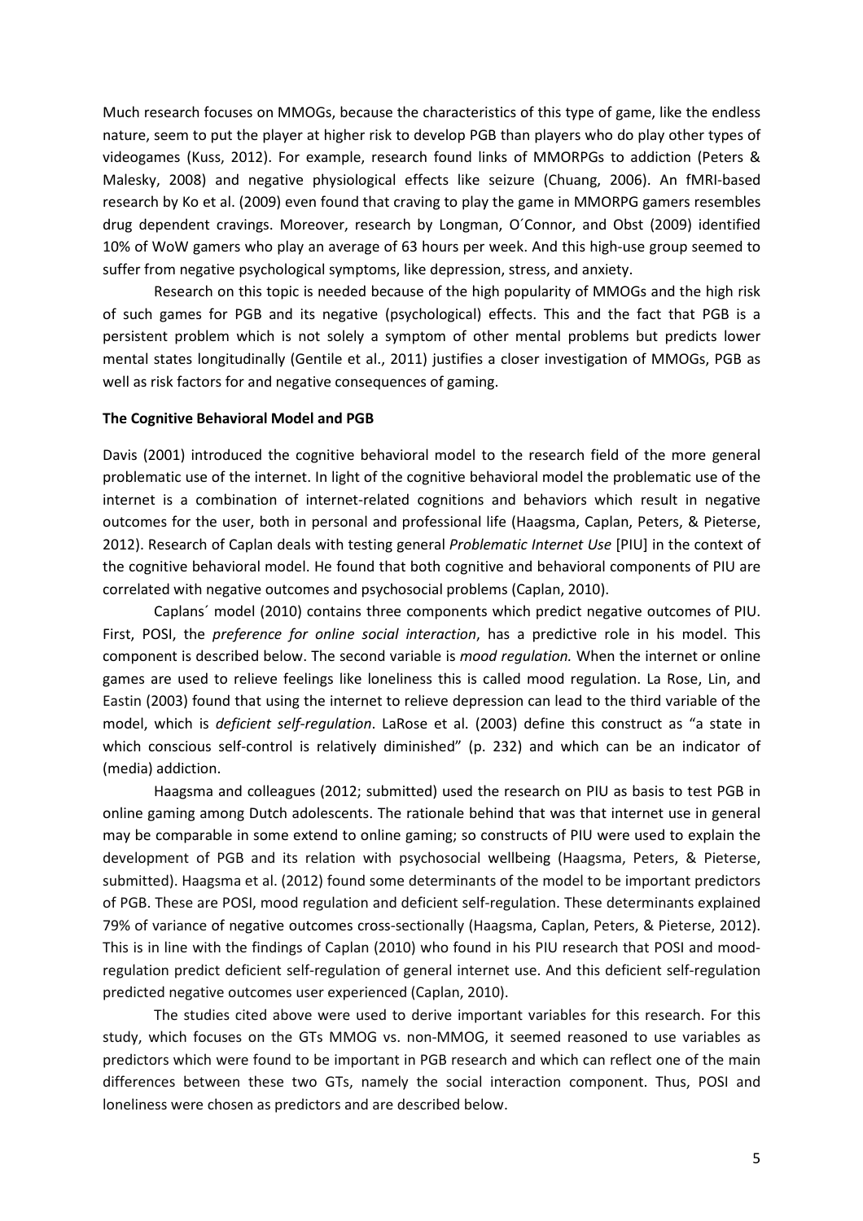Much research focuses on MMOGs, because the characteristics of this type of game, like the endless nature, seem to put the player at higher risk to develop PGB than players who do play other types of videogames (Kuss, 2012). For example, research found links of MMORPGs to addiction (Peters & Malesky, 2008) and negative physiological effects like seizure (Chuang, 2006). An fMRI-based research by Ko et al. (2009) even found that craving to play the game in MMORPG gamers resembles drug dependent cravings. Moreover, research by Longman, O´Connor, and Obst (2009) identified 10% of WoW gamers who play an average of 63 hours per week. And this high-use group seemed to suffer from negative psychological symptoms, like depression, stress, and anxiety.

Research on this topic is needed because of the high popularity of MMOGs and the high risk of such games for PGB and its negative (psychological) effects. This and the fact that PGB is a persistent problem which is not solely a symptom of other mental problems but predicts lower mental states longitudinally (Gentile et al., 2011) justifies a closer investigation of MMOGs, PGB as well as risk factors for and negative consequences of gaming.

**The Cognitive Behavioral Model and PGB**

Davis (2001) introduced the cognitive behavioral model to the research field of the more general problematic use of the internet. In light of the cognitive behavioral model the problematic use of the internet is a combination of internet-related cognitions and behaviors which result in negative outcomes for the user, both in personal and professional life (Haagsma, Caplan, Peters, & Pieterse, 2012). Research of Caplan deals with testing general *Problematic Internet Use* [PIU] in the context of the cognitive behavioral model. He found that both cognitive and behavioral components of PIU are correlated with negative outcomes and psychosocial problems (Caplan, 2010).

Caplans´ model (2010) contains three components which predict negative outcomes of PIU. First, POSI, the *preference for online social interaction*, has a predictive role in his model. This component is described below. The second variable is *mood regulation.* When the internet or online games are used to relieve feelings like loneliness this is called mood regulation. La Rose, Lin, and Eastin (2003) found that using the internet to relieve depression can lead to the third variable of the model, which is *deficient self-regulation*. LaRose et al. (2003) define this construct as "a state in which conscious self-control is relatively diminished" (p. 232) and which can be an indicator of (media) addiction.

Haagsma and colleagues (2012; submitted) used the research on PIU as basis to test PGB in online gaming among Dutch adolescents. The rationale behind that was that internet use in general may be comparable in some extend to online gaming; so constructs of PIU were used to explain the development of PGB and its relation with psychosocial wellbeing (Haagsma, Peters, & Pieterse, submitted). Haagsma et al. (2012) found some determinants of the model to be important predictors of PGB. These are POSI, mood regulation and deficient self-regulation. These determinants explained 79% of variance of negative outcomes cross-sectionally (Haagsma, Caplan, Peters, & Pieterse, 2012). This is in line with the findings of Caplan (2010) who found in his PIU research that POSI and mood-regulation predict deficient self-regulation of general internet use. And this deficient self-regulation predicted negative outcomes user experienced (Caplan, 2010).

The studies cited above were used to derive important variables for this research. For this study, which focuses on the GTs MMOG vs. non-MMOG, it seemed reasoned to use variables as predictors which were found to be important in PGB research and which can reflect one of the main differences between these two GTs, namely the social interaction component. Thus, POSI and loneliness were chosen as predictors and are described below.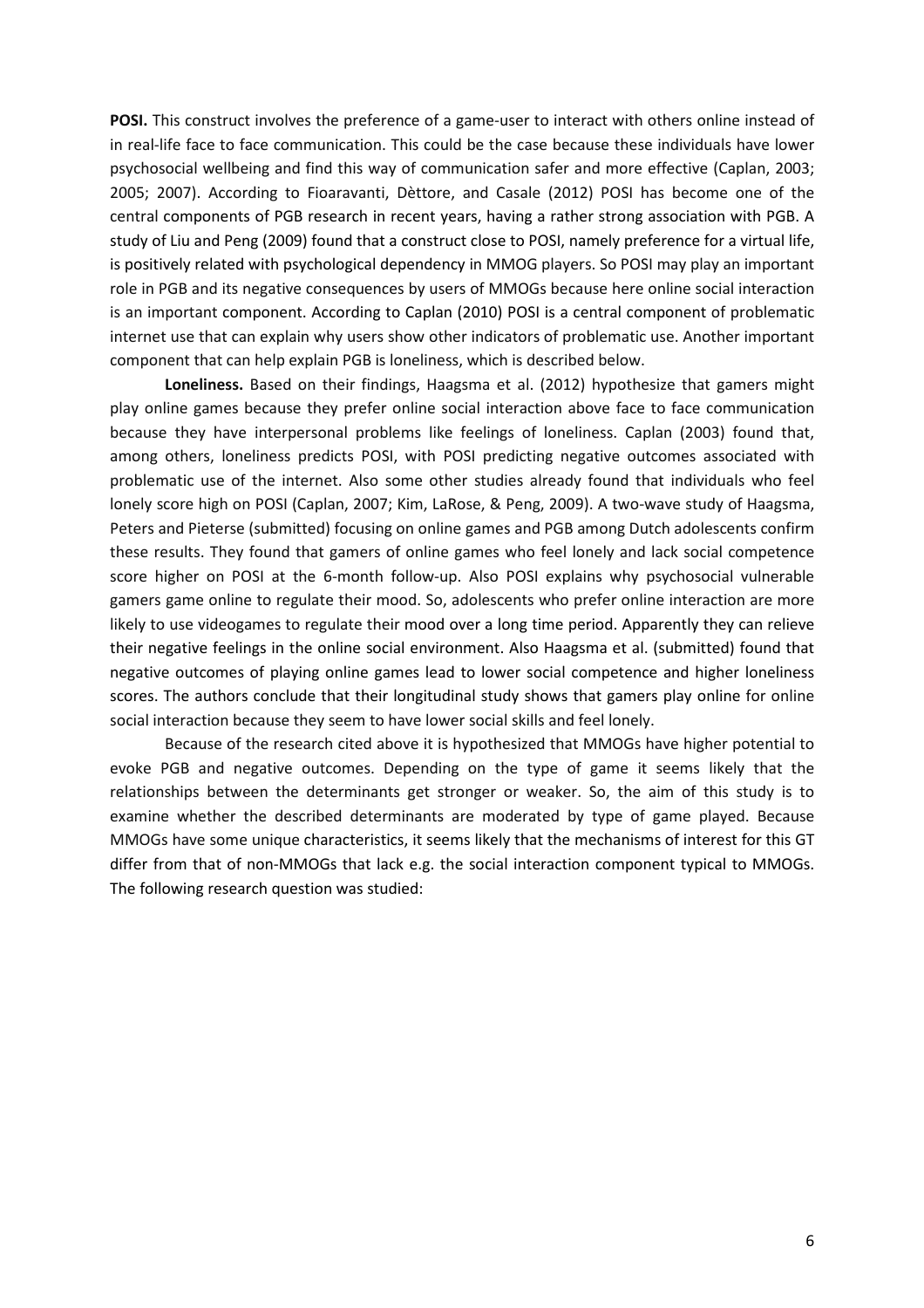**POSI.** This construct involves the preference of a game-user to interact with others online instead of in real-life face to face communication. This could be the case because these individuals have lower psychosocial wellbeing and find this way of communication safer and more effective (Caplan, 2003; 2005; 2007). According to Fioaravanti, Dèttore, and Casale (2012) POSI has become one of the central components of PGB research in recent years, having a rather strong association with PGB. A study of Liu and Peng (2009) found that a construct close to POSI, namely preference for a virtual life, is positively related with psychological dependency in MMOG players. So POSI may play an important role in PGB and its negative consequences by users of MMOGs because here online social interaction is an important component. According to Caplan (2010) POSI is a central component of problematic internet use that can explain why users show other indicators of problematic use. Another important component that can help explain PGB is loneliness, which is described below.

**Loneliness.** Based on their findings, Haagsma et al. (2012) hypothesize that gamers might play online games because they prefer online social interaction above face to face communication because they have interpersonal problems like feelings of loneliness. Caplan (2003) found that, among others, loneliness predicts POSI, with POSI predicting negative outcomes associated with problematic use of the internet. Also some other studies already found that individuals who feel lonely score high on POSI (Caplan, 2007; Kim, LaRose, & Peng, 2009). A two-wave study of Haagsma, Peters and Pieterse (submitted) focusing on online games and PGB among Dutch adolescents confirm these results. They found that gamers of online games who feel lonely and lack social competence score higher on POSI at the 6-month follow-up. Also POSI explains why psychosocial vulnerable gamers game online to regulate their mood. So, adolescents who prefer online interaction are more likely to use videogames to regulate their mood over a long time period. Apparently they can relieve their negative feelings in the online social environment. Also Haagsma et al. (submitted) found that negative outcomes of playing online games lead to lower social competence and higher loneliness scores. The authors conclude that their longitudinal study shows that gamers play online for online social interaction because they seem to have lower social skills and feel lonely.

Because of the research cited above it is hypothesized that MMOGs have higher potential to evoke PGB and negative outcomes. Depending on the type of game it seems likely that the relationships between the determinants get stronger or weaker. So, the aim of this study is to examine whether the described determinants are moderated by type of game played. Because MMOGs have some unique characteristics, it seems likely that the mechanisms of interest for this GT differ from that of non-MMOGs that lack e.g. the social interaction component typical to MMOGs. The following research question was studied: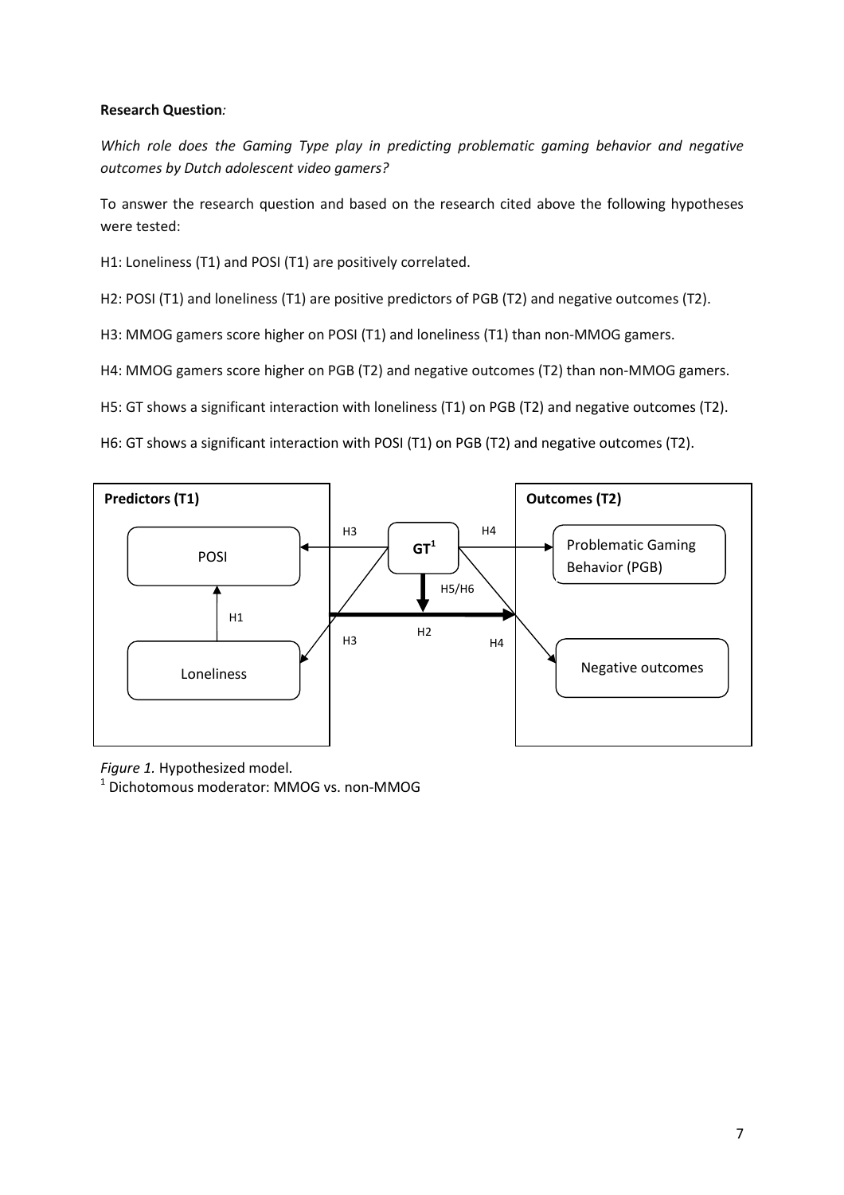**Research Question***:*

*Which role does the Gaming Type play in predicting problematic gaming behavior and negative outcomes by Dutch adolescent video gamers?*

To answer the research question and based on the research cited above the following hypotheses were tested:

H1: Loneliness (T1) and POSI (T1) are positively correlated.

H2: POSI (T1) and loneliness (T1) are positive predictors of PGB (T2) and negative outcomes (T2).

H3: MMOG gamers score higher on POSI (T1) and loneliness (T1) than non-MMOG gamers.

H4: MMOG gamers score higher on PGB (T2) and negative outcomes (T2) than non-MMOG gamers.

H5: GT shows a significant interaction with loneliness (T1) on PGB (T2) and negative outcomes (T2).

H6: GT shows a significant interaction with POSI (T1) on PGB (T2) and negative outcomes (T2).

Predictors (T1)

POSI

Loneliness

H1

H3

H3

GT[1]

H5/H6

H2

H4

H4

Outcomes (T2)

Problematic Gaming Behavior (PGB)

Negative outcomes

*Figure 1.* Hypothesized model.
[1] Dichotomous moderator: MMOG vs. non-MMOG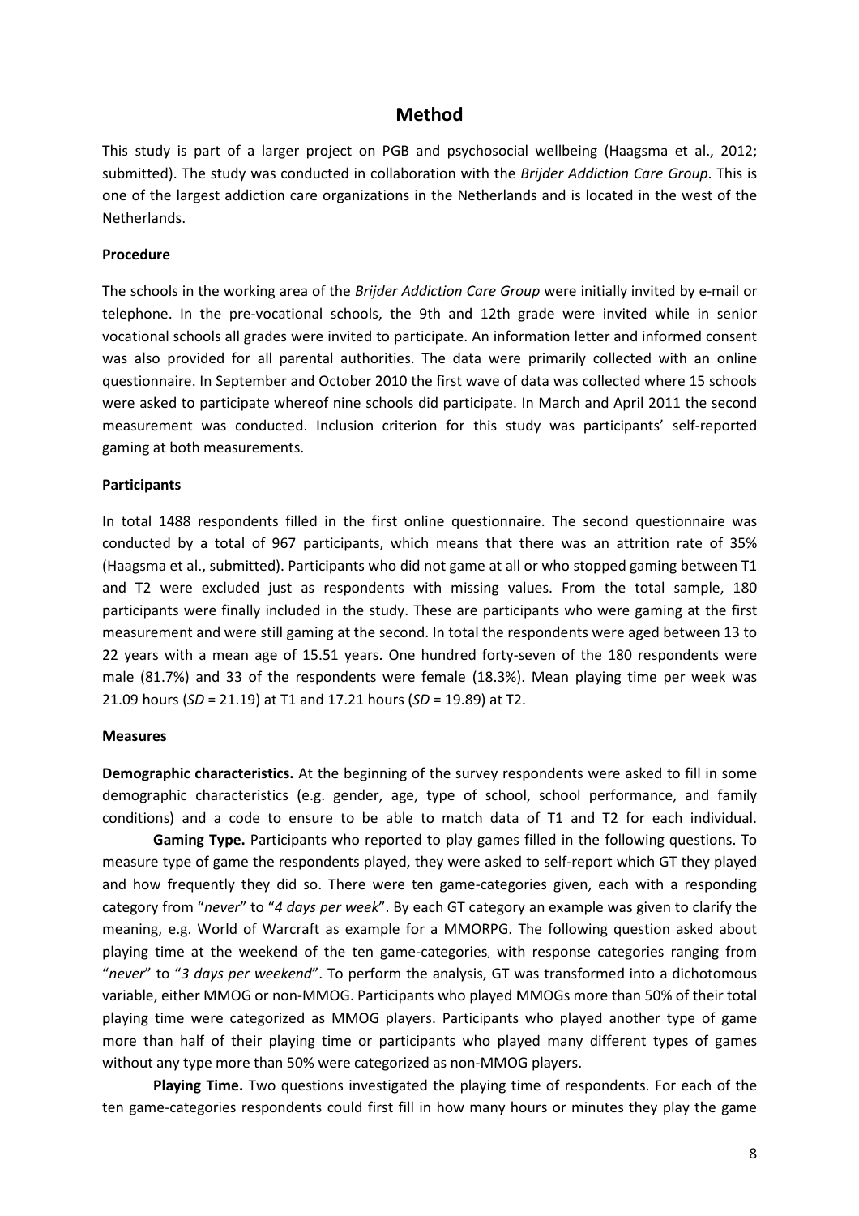# Method

This study is part of a larger project on PGB and psychosocial wellbeing (Haagsma et al., 2012; submitted). The study was conducted in collaboration with the *Brijder Addiction Care Group*. This is one of the largest addiction care organizations in the Netherlands and is located in the west of the Netherlands.

**Procedure**

The schools in the working area of the *Brijder Addiction Care Group* were initially invited by e-mail or telephone. In the pre-vocational schools, the 9th and 12th grade were invited while in senior vocational schools all grades were invited to participate. An information letter and informed consent was also provided for all parental authorities. The data were primarily collected with an online questionnaire. In September and October 2010 the first wave of data was collected where 15 schools were asked to participate whereof nine schools did participate. In March and April 2011 the second measurement was conducted. Inclusion criterion for this study was participants' self-reported gaming at both measurements.

**Participants**

In total 1488 respondents filled in the first online questionnaire. The second questionnaire was conducted by a total of 967 participants, which means that there was an attrition rate of 35% (Haagsma et al., submitted). Participants who did not game at all or who stopped gaming between T1 and T2 were excluded just as respondents with missing values. From the total sample, 180 participants were finally included in the study. These are participants who were gaming at the first measurement and were still gaming at the second. In total the respondents were aged between 13 to 22 years with a mean age of 15.51 years. One hundred forty-seven of the 180 respondents were male (81.7%) and 33 of the respondents were female (18.3%). Mean playing time per week was 21.09 hours (*SD* = 21.19) at T1 and 17.21 hours (*SD* = 19.89) at T2.

**Measures**

**Demographic characteristics.** At the beginning of the survey respondents were asked to fill in some demographic characteristics (e.g. gender, age, type of school, school performance, and family conditions) and a code to ensure to be able to match data of T1 and T2 for each individual.

**Gaming Type.** Participants who reported to play games filled in the following questions. To measure type of game the respondents played, they were asked to self-report which GT they played and how frequently they did so. There were ten game-categories given, each with a responding category from "*never*" to "*4 days per week*". By each GT category an example was given to clarify the meaning, e.g. World of Warcraft as example for a MMORPG. The following question asked about playing time at the weekend of the ten game-categories, with response categories ranging from "*never*" to "*3 days per weekend*". To perform the analysis, GT was transformed into a dichotomous variable, either MMOG or non-MMOG. Participants who played MMOGs more than 50% of their total playing time were categorized as MMOG players. Participants who played another type of game more than half of their playing time or participants who played many different types of games without any type more than 50% were categorized as non-MMOG players.

**Playing Time.** Two questions investigated the playing time of respondents. For each of the ten game-categories respondents could first fill in how many hours or minutes they play the game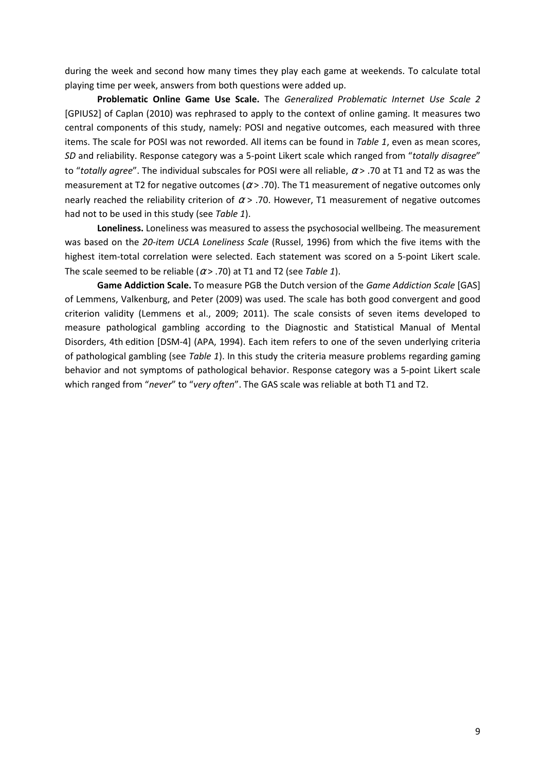during the week and second how many times they play each game at weekends. To calculate total playing time per week, answers from both questions were added up.

**Problematic Online Game Use Scale.** The *Generalized Problematic Internet Use Scale 2* [GPIUS2] of Caplan (2010) was rephrased to apply to the context of online gaming. It measures two central components of this study, namely: POSI and negative outcomes, each measured with three items. The scale for POSI was not reworded. All items can be found in *Table 1*, even as mean scores, *SD* and reliability. Response category was a 5-point Likert scale which ranged from "*totally disagree*" to "*totally agree*". The individual subscales for POSI were all reliable, $\alpha > .70$ at T1 and T2 as was the measurement at T2 for negative outcomes ($\alpha > .70$). The T1 measurement of negative outcomes only nearly reached the reliability criterion of $\alpha > .70$. However, T1 measurement of negative outcomes had not to be used in this study (see *Table 1*).

**Loneliness.** Loneliness was measured to assess the psychosocial wellbeing. The measurement was based on the *20-item UCLA Loneliness Scale* (Russel, 1996) from which the five items with the highest item-total correlation were selected. Each statement was scored on a 5-point Likert scale. The scale seemed to be reliable ($\alpha > .70$) at T1 and T2 (see *Table 1*).

**Game Addiction Scale.** To measure PGB the Dutch version of the *Game Addiction Scale* [GAS] of Lemmens, Valkenburg, and Peter (2009) was used. The scale has both good convergent and good criterion validity (Lemmens et al., 2009; 2011). The scale consists of seven items developed to measure pathological gambling according to the Diagnostic and Statistical Manual of Mental Disorders, 4th edition [DSM-4] (APA, 1994). Each item refers to one of the seven underlying criteria of pathological gambling (see *Table 1*). In this study the criteria measure problems regarding gaming behavior and not symptoms of pathological behavior. Response category was a 5-point Likert scale which ranged from "*never*" to "*very often*". The GAS scale was reliable at both T1 and T2.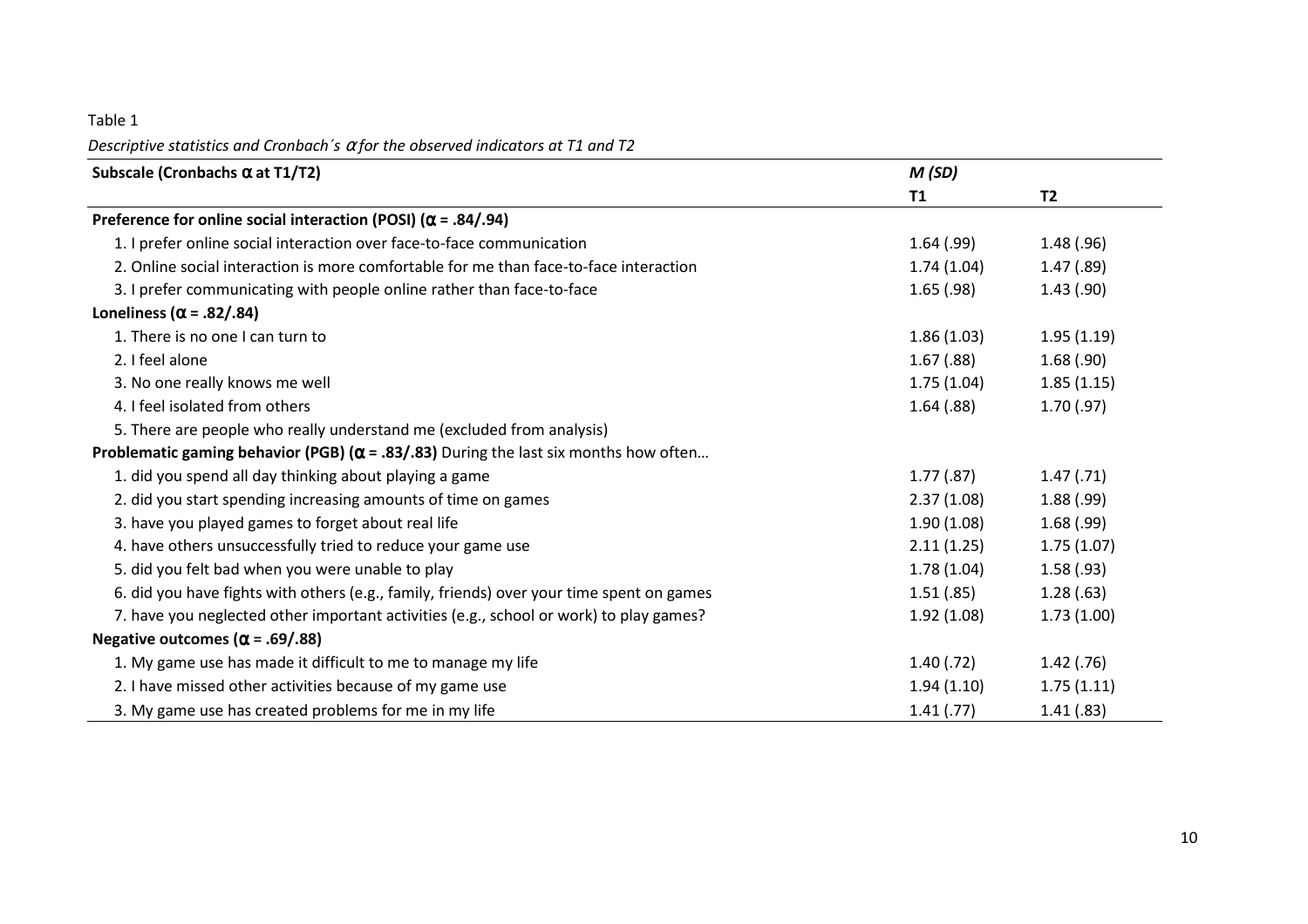Table 1

*Descriptive statistics and Cronbach´s α for the observed indicators at T1 and T2*

| Subscale (Cronbachs α at T1/T2) | *M (SD)* | |
|---|---|---|
| | **T1** | **T2** |
| **Preference for online social interaction (POSI) (α = .84/.94)** | | |
| 1. I prefer online social interaction over face-to-face communication | 1.64 (.99) | 1.48 (.96) |
| 2. Online social interaction is more comfortable for me than face-to-face interaction | 1.74 (1.04) | 1.47 (.89) |
| 3. I prefer communicating with people online rather than face-to-face | 1.65 (.98) | 1.43 (.90) |
| **Loneliness (α = .82/.84)** | | |
| 1. There is no one I can turn to | 1.86 (1.03) | 1.95 (1.19) |
| 2. I feel alone | 1.67 (.88) | 1.68 (.90) |
| 3. No one really knows me well | 1.75 (1.04) | 1.85 (1.15) |
| 4. I feel isolated from others | 1.64 (.88) | 1.70 (.97) |
| 5. There are people who really understand me (excluded from analysis) | | |
| **Problematic gaming behavior (PGB) (α = .83/.83)** During the last six months how often… | | |
| 1. did you spend all day thinking about playing a game | 1.77 (.87) | 1.47 (.71) |
| 2. did you start spending increasing amounts of time on games | 2.37 (1.08) | 1.88 (.99) |
| 3. have you played games to forget about real life | 1.90 (1.08) | 1.68 (.99) |
| 4. have others unsuccessfully tried to reduce your game use | 2.11 (1.25) | 1.75 (1.07) |
| 5. did you felt bad when you were unable to play | 1.78 (1.04) | 1.58 (.93) |
| 6. did you have fights with others (e.g., family, friends) over your time spent on games | 1.51 (.85) | 1.28 (.63) |
| 7. have you neglected other important activities (e.g., school or work) to play games? | 1.92 (1.08) | 1.73 (1.00) |
| **Negative outcomes (α = .69/.88)** | | |
| 1. My game use has made it difficult to me to manage my life | 1.40 (.72) | 1.42 (.76) |
| 2. I have missed other activities because of my game use | 1.94 (1.10) | 1.75 (1.11) |
| 3. My game use has created problems for me in my life | 1.41 (.77) | 1.41 (.83) |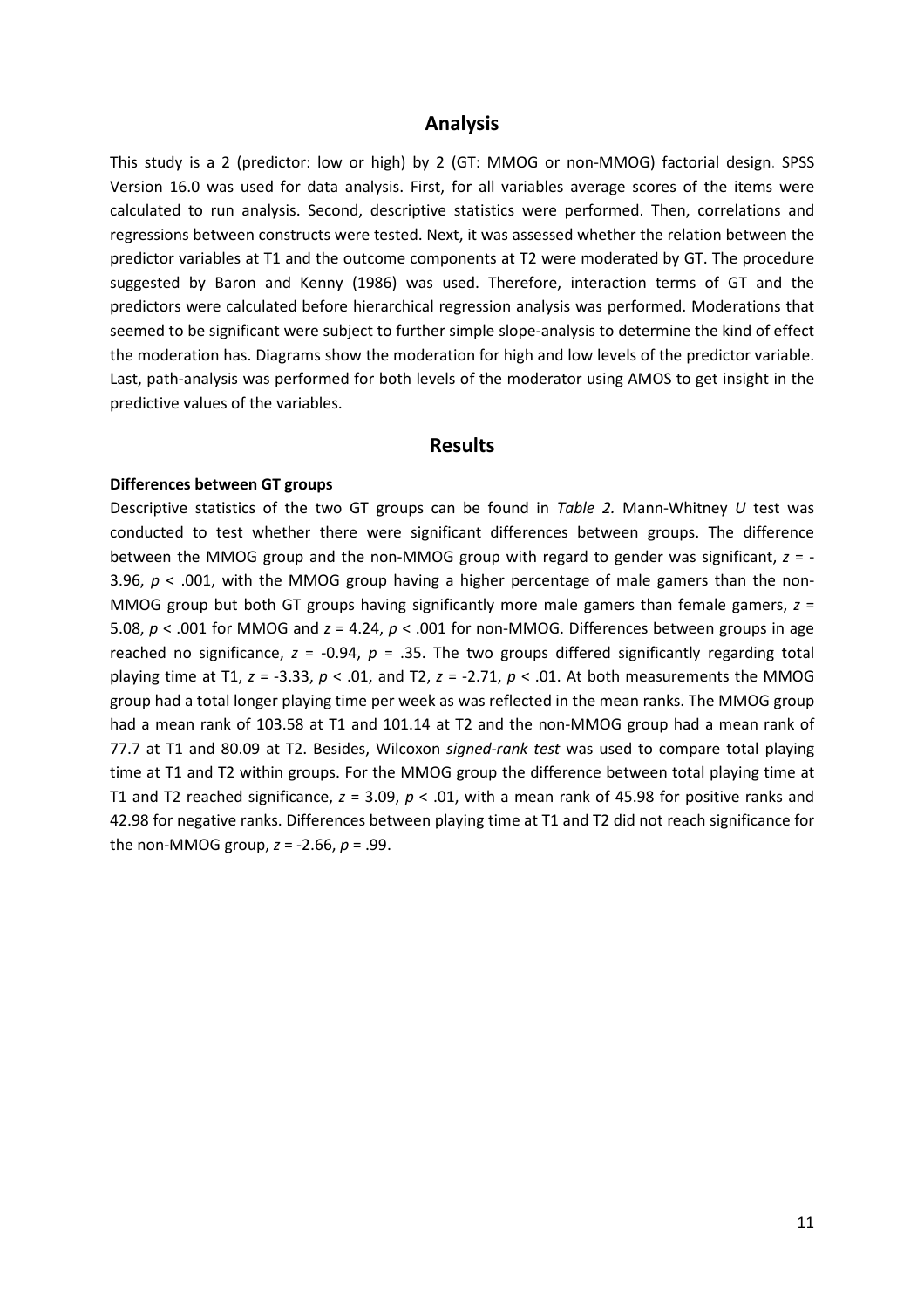## Analysis

This study is a 2 (predictor: low or high) by 2 (GT: MMOG or non-MMOG) factorial design. SPSS Version 16.0 was used for data analysis. First, for all variables average scores of the items were calculated to run analysis. Second, descriptive statistics were performed. Then, correlations and regressions between constructs were tested. Next, it was assessed whether the relation between the predictor variables at T1 and the outcome components at T2 were moderated by GT. The procedure suggested by Baron and Kenny (1986) was used. Therefore, interaction terms of GT and the predictors were calculated before hierarchical regression analysis was performed. Moderations that seemed to be significant were subject to further simple slope-analysis to determine the kind of effect the moderation has. Diagrams show the moderation for high and low levels of the predictor variable. Last, path-analysis was performed for both levels of the moderator using AMOS to get insight in the predictive values of the variables.

## Results

**Differences between GT groups**

Descriptive statistics of the two GT groups can be found in *Table 2.* Mann-Whitney *U* test was conducted to test whether there were significant differences between groups. The difference between the MMOG group and the non-MMOG group with regard to gender was significant, $z = -3.96$, $p < .001$, with the MMOG group having a higher percentage of male gamers than the non-MMOG group but both GT groups having significantly more male gamers than female gamers, $z = 5.08$, $p < .001$ for MMOG and $z = 4.24$, $p < .001$ for non-MMOG. Differences between groups in age reached no significance, $z = -0.94$, $p = .35$. The two groups differed significantly regarding total playing time at T1, $z = -3.33$, $p < .01$, and T2, $z = -2.71$, $p < .01$. At both measurements the MMOG group had a total longer playing time per week as was reflected in the mean ranks. The MMOG group had a mean rank of 103.58 at T1 and 101.14 at T2 and the non-MMOG group had a mean rank of 77.7 at T1 and 80.09 at T2. Besides, Wilcoxon *signed-rank test* was used to compare total playing time at T1 and T2 within groups. For the MMOG group the difference between total playing time at T1 and T2 reached significance, $z = 3.09$, $p < .01$, with a mean rank of 45.98 for positive ranks and 42.98 for negative ranks. Differences between playing time at T1 and T2 did not reach significance for the non-MMOG group, $z = -2.66$, $p = .99$.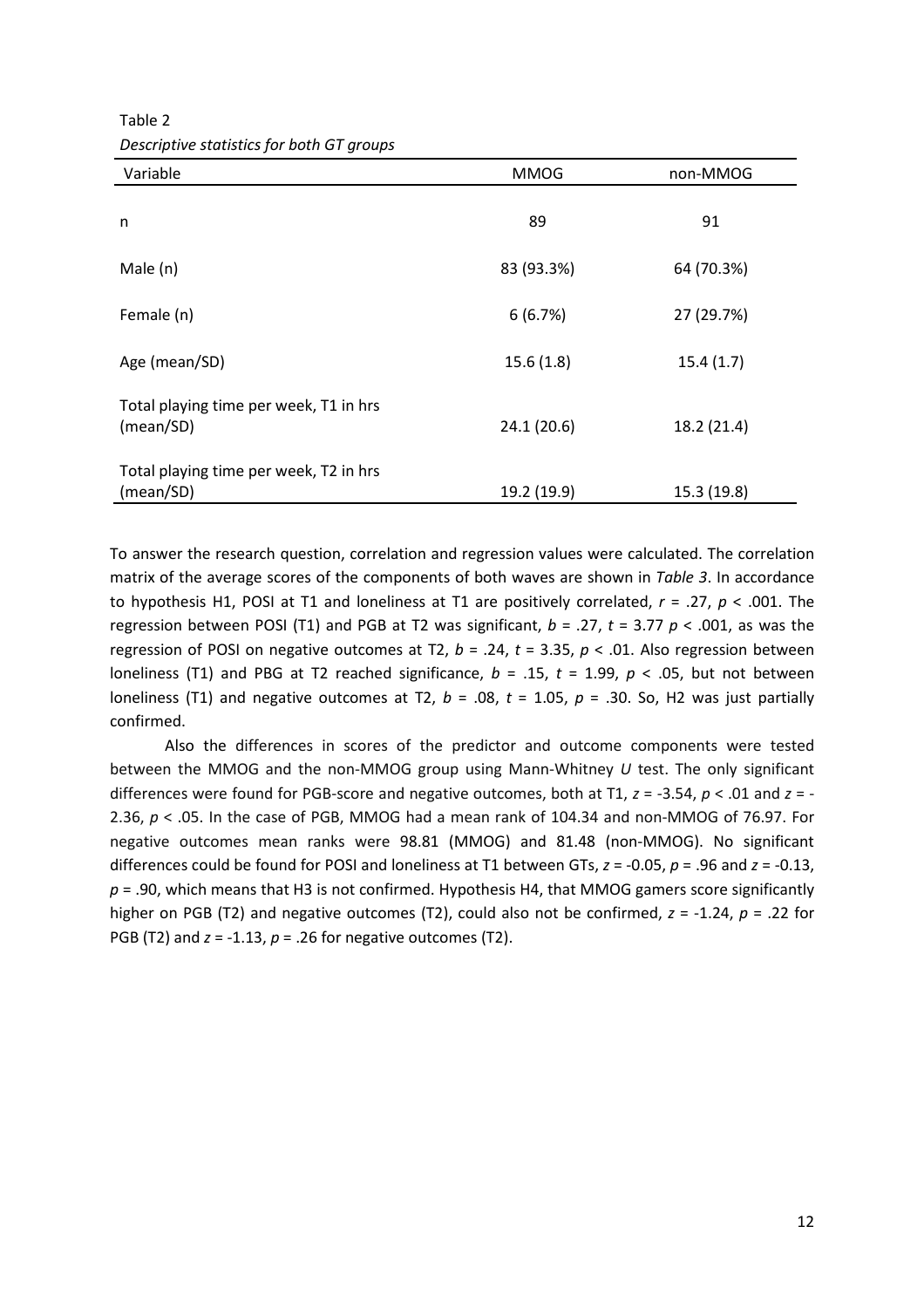Table 2

*Descriptive statistics for both GT groups*

| Variable | MMOG | non-MMOG |
|---|---|---|
| n | 89 | 91 |
| Male (n) | 83 (93.3%) | 64 (70.3%) |
| Female (n) | 6 (6.7%) | 27 (29.7%) |
| Age (mean/SD) | 15.6 (1.8) | 15.4 (1.7) |
| Total playing time per week, T1 in hrs (mean/SD) | 24.1 (20.6) | 18.2 (21.4) |
| Total playing time per week, T2 in hrs (mean/SD) | 19.2 (19.9) | 15.3 (19.8) |

To answer the research question, correlation and regression values were calculated. The correlation matrix of the average scores of the components of both waves are shown in *Table 3*. In accordance to hypothesis H1, POSI at T1 and loneliness at T1 are positively correlated, $r = .27$, $p < .001$. The regression between POSI (T1) and PGB at T2 was significant, $b = .27$, $t = 3.77$ $p < .001$, as was the regression of POSI on negative outcomes at T2, $b = .24$, $t = 3.35$, $p < .01$. Also regression between loneliness (T1) and PBG at T2 reached significance, $b = .15$, $t = 1.99$, $p < .05$, but not between loneliness (T1) and negative outcomes at T2, $b = .08$, $t = 1.05$, $p = .30$. So, H2 was just partially confirmed.

Also the differences in scores of the predictor and outcome components were tested between the MMOG and the non-MMOG group using Mann-Whitney $U$ test. The only significant differences were found for PGB-score and negative outcomes, both at T1, $z = -3.54$, $p < .01$ and $z = -2.36$, $p < .05$. In the case of PGB, MMOG had a mean rank of 104.34 and non-MMOG of 76.97. For negative outcomes mean ranks were 98.81 (MMOG) and 81.48 (non-MMOG). No significant differences could be found for POSI and loneliness at T1 between GTs, $z = -0.05$, $p = .96$ and $z = -0.13$, $p = .90$, which means that H3 is not confirmed. Hypothesis H4, that MMOG gamers score significantly higher on PGB (T2) and negative outcomes (T2), could also not be confirmed, $z = -1.24$, $p = .22$ for PGB (T2) and $z = -1.13$, $p = .26$ for negative outcomes (T2).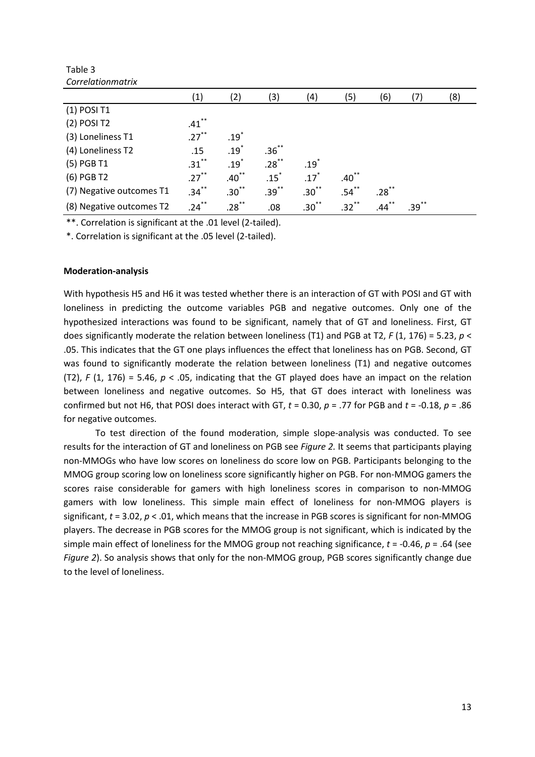Table 3

*Correlationmatrix*

| | (1) | (2) | (3) | (4) | (5) | (6) | (7) | (8) |
|---|---|---|---|---|---|---|---|---|
| (1) POSI T1 | | | | | | | | |
| (2) POSI T2 | .41** | | | | | | | |
| (3) Loneliness T1 | .27** | .19* | | | | | | |
| (4) Loneliness T2 | .15 | .19* | .36** | | | | | |
| (5) PGB T1 | .31** | .19* | .28** | .19* | | | | |
| (6) PGB T2 | .27** | .40** | .15* | .17* | .40** | | | |
| (7) Negative outcomes T1 | .34** | .30** | .39** | .30** | .54** | .28** | | |
| (8) Negative outcomes T2 | .24** | .28** | .08 | .30** | .32** | .44** | .39** | |

**. Correlation is significant at the .01 level (2-tailed).

*. Correlation is significant at the .05 level (2-tailed).

**Moderation-analysis**

With hypothesis H5 and H6 it was tested whether there is an interaction of GT with POSI and GT with loneliness in predicting the outcome variables PGB and negative outcomes. Only one of the hypothesized interactions was found to be significant, namely that of GT and loneliness. First, GT does significantly moderate the relation between loneliness (T1) and PGB at T2, $F(1, 176) = 5.23$, $p < .05$. This indicates that the GT one plays influences the effect that loneliness has on PGB. Second, GT was found to significantly moderate the relation between loneliness (T1) and negative outcomes (T2), $F(1, 176) = 5.46$, $p < .05$, indicating that the GT played does have an impact on the relation between loneliness and negative outcomes. So H5, that GT does interact with loneliness was confirmed but not H6, that POSI does interact with GT, $t = 0.30$, $p = .77$ for PGB and $t = -0.18$, $p = .86$ for negative outcomes.

To test direction of the found moderation, simple slope-analysis was conducted. To see results for the interaction of GT and loneliness on PGB see *Figure 2.* It seems that participants playing non-MMOGs who have low scores on loneliness do score low on PGB. Participants belonging to the MMOG group scoring low on loneliness score significantly higher on PGB. For non-MMOG gamers the scores raise considerable for gamers with high loneliness scores in comparison to non-MMOG gamers with low loneliness. This simple main effect of loneliness for non-MMOG players is significant, $t = 3.02$, $p < .01$, which means that the increase in PGB scores is significant for non-MMOG players. The decrease in PGB scores for the MMOG group is not significant, which is indicated by the simple main effect of loneliness for the MMOG group not reaching significance, $t = -0.46$, $p = .64$ (see *Figure 2*). So analysis shows that only for the non-MMOG group, PGB scores significantly change due to the level of loneliness.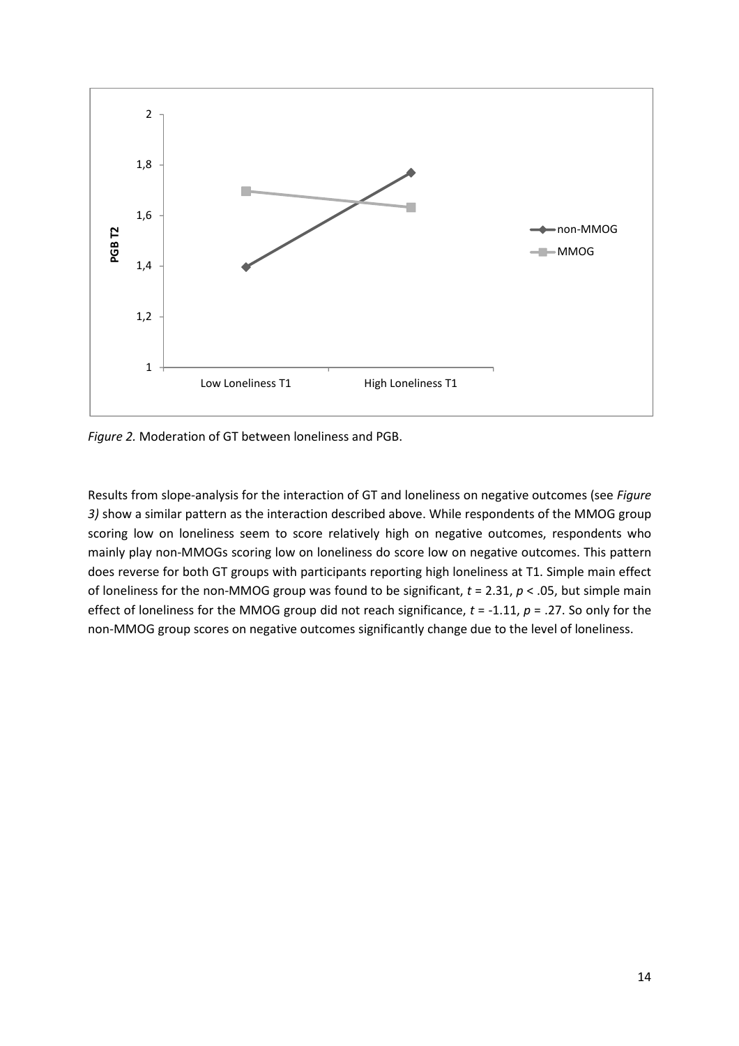2

1,8

1,6

PGB T2

1,4

1,2

1

Low Loneliness T1

High Loneliness T1

non-MMOG

MMOG

*Figure 2.* Moderation of GT between loneliness and PGB.

Results from slope-analysis for the interaction of GT and loneliness on negative outcomes (see *Figure 3)* show a similar pattern as the interaction described above. While respondents of the MMOG group scoring low on loneliness seem to score relatively high on negative outcomes, respondents who mainly play non-MMOGs scoring low on loneliness do score low on negative outcomes. This pattern does reverse for both GT groups with participants reporting high loneliness at T1. Simple main effect of loneliness for the non-MMOG group was found to be significant, $t = 2.31$, $p < .05$, but simple main effect of loneliness for the MMOG group did not reach significance, $t = -1.11$, $p = .27$. So only for the non-MMOG group scores on negative outcomes significantly change due to the level of loneliness.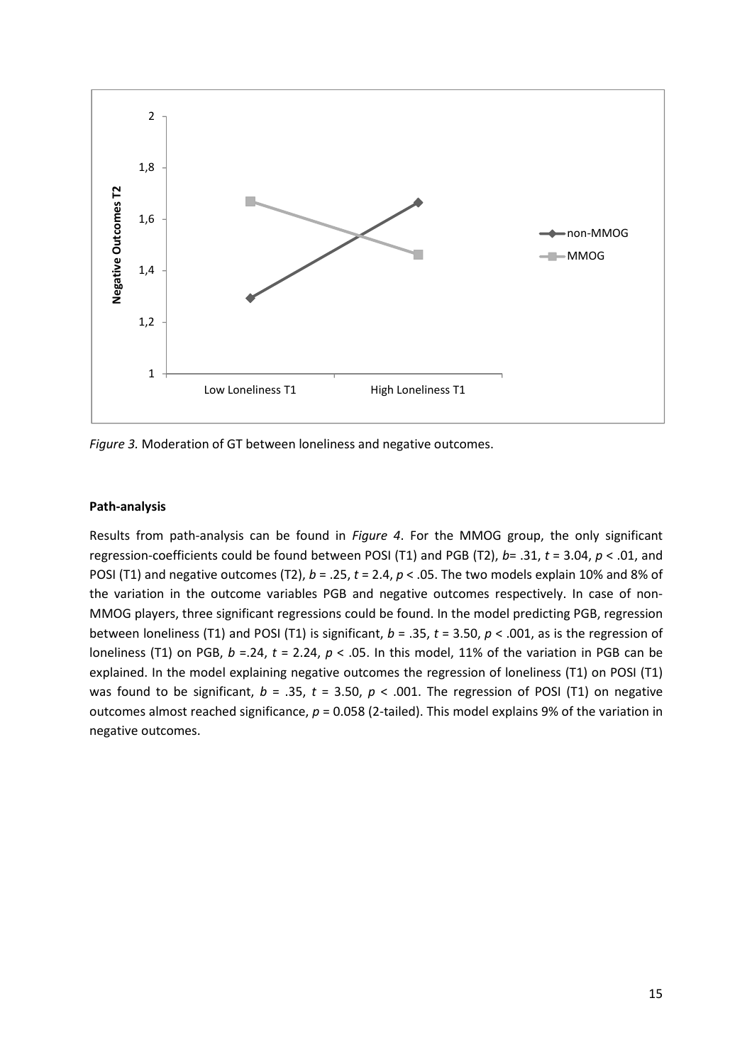2

1,8

1,6

1,4

1,2

1

Negative Outcomes T2

Low Loneliness T1

High Loneliness T1

non-MMOG

MMOG

*Figure 3.* Moderation of GT between loneliness and negative outcomes.

**Path-analysis**

Results from path-analysis can be found in *Figure 4*. For the MMOG group, the only significant regression-coefficients could be found between POSI (T1) and PGB (T2), $b = .31$, $t = 3.04$, $p < .01$, and POSI (T1) and negative outcomes (T2), $b = .25$, $t = 2.4$, $p < .05$. The two models explain 10% and 8% of the variation in the outcome variables PGB and negative outcomes respectively. In case of non-MMOG players, three significant regressions could be found. In the model predicting PGB, regression between loneliness (T1) and POSI (T1) is significant, $b = .35$, $t = 3.50$, $p < .001$, as is the regression of loneliness (T1) on PGB, $b = .24$, $t = 2.24$, $p < .05$. In this model, 11% of the variation in PGB can be explained. In the model explaining negative outcomes the regression of loneliness (T1) on POSI (T1) was found to be significant, $b = .35$, $t = 3.50$, $p < .001$. The regression of POSI (T1) on negative outcomes almost reached significance, $p = 0.058$ (2-tailed). This model explains 9% of the variation in negative outcomes.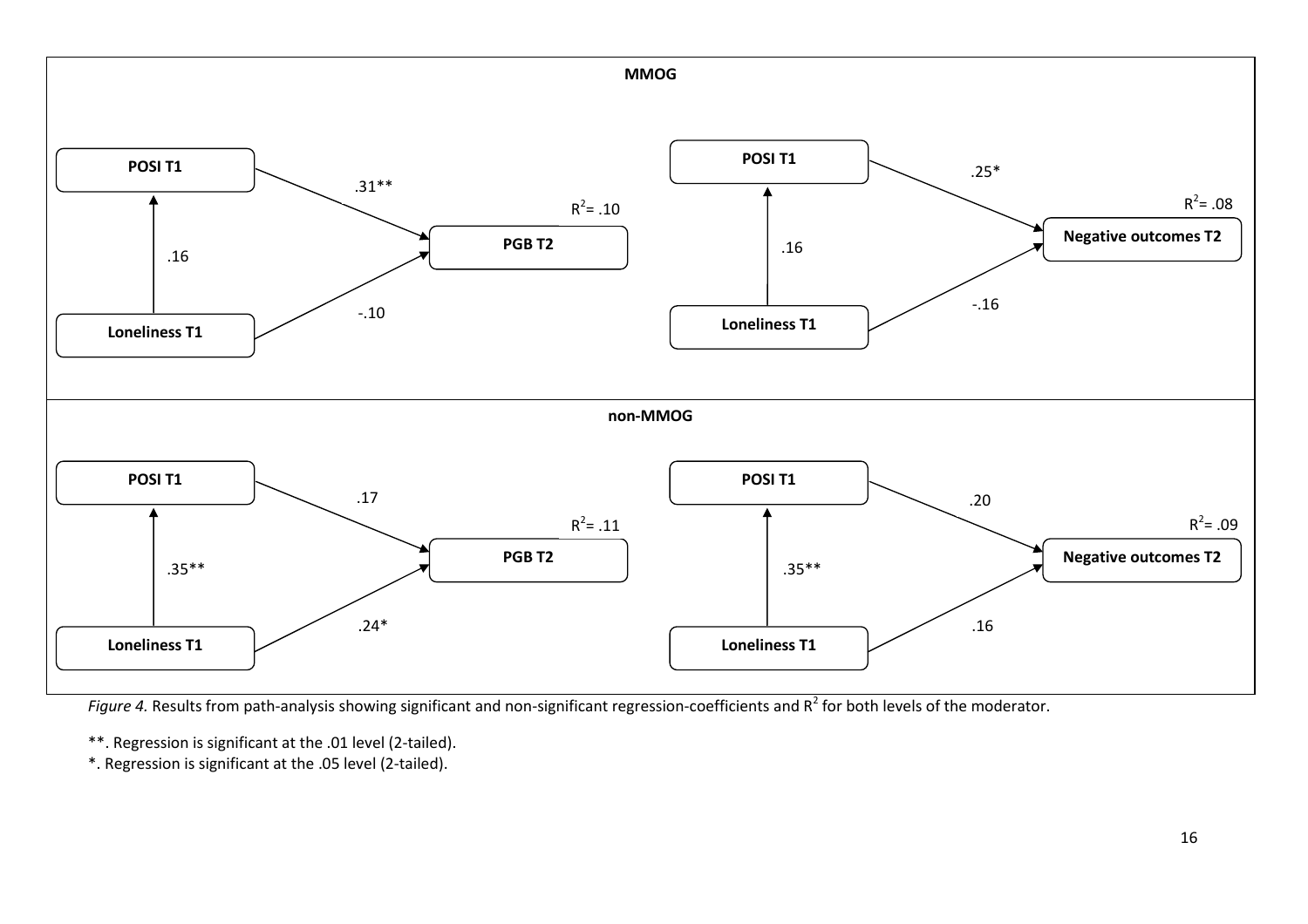**MMOG**

POSI T1

.31**

.16

$R^2$= .10

PGB T2

-.10

Loneliness T1

POSI T1

.25*

$R^2$= .08

.16

Negative outcomes T2

-.16

Loneliness T1

**non-MMOG**

POSI T1

.17

$R^2$= .11

.35**

PGB T2

.24*

Loneliness T1

POSI T1

.20

$R^2$= .09

.35**

Negative outcomes T2

.16

Loneliness T1

*Figure 4.* Results from path-analysis showing significant and non-significant regression-coefficients and $R^2$ for both levels of the moderator.

**. Regression is significant at the .01 level (2-tailed).

*. Regression is significant at the .05 level (2-tailed).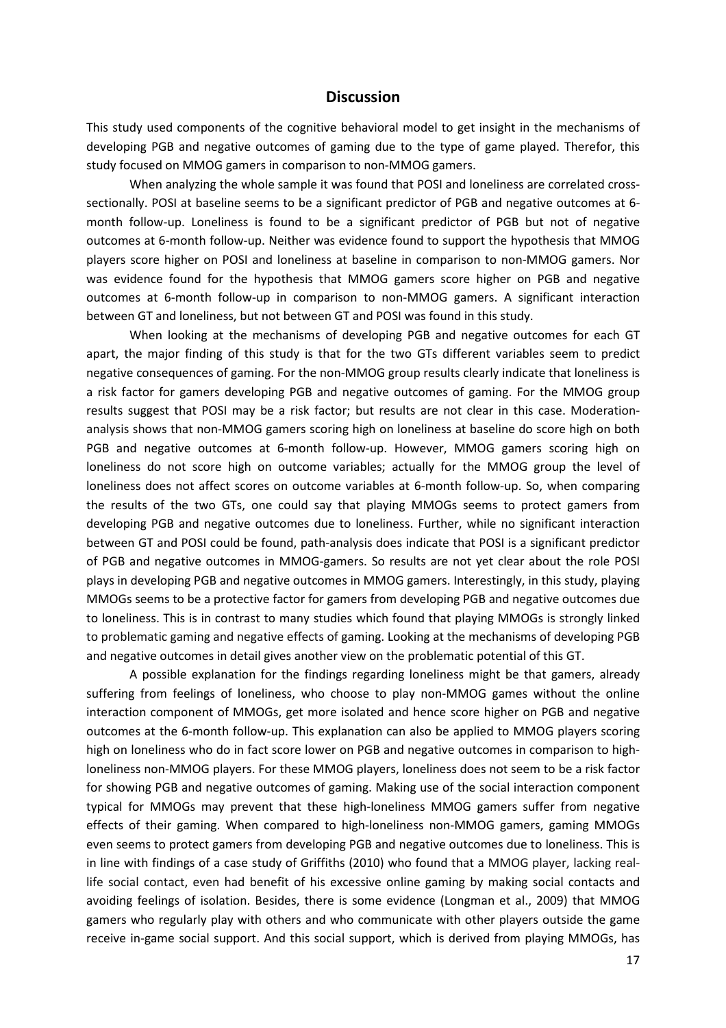## Discussion

This study used components of the cognitive behavioral model to get insight in the mechanisms of developing PGB and negative outcomes of gaming due to the type of game played. Therefor, this study focused on MMOG gamers in comparison to non-MMOG gamers.

When analyzing the whole sample it was found that POSI and loneliness are correlated cross-sectionally. POSI at baseline seems to be a significant predictor of PGB and negative outcomes at 6-month follow-up. Loneliness is found to be a significant predictor of PGB but not of negative outcomes at 6-month follow-up. Neither was evidence found to support the hypothesis that MMOG players score higher on POSI and loneliness at baseline in comparison to non-MMOG gamers. Nor was evidence found for the hypothesis that MMOG gamers score higher on PGB and negative outcomes at 6-month follow-up in comparison to non-MMOG gamers. A significant interaction between GT and loneliness, but not between GT and POSI was found in this study.

When looking at the mechanisms of developing PGB and negative outcomes for each GT apart, the major finding of this study is that for the two GTs different variables seem to predict negative consequences of gaming. For the non-MMOG group results clearly indicate that loneliness is a risk factor for gamers developing PGB and negative outcomes of gaming. For the MMOG group results suggest that POSI may be a risk factor; but results are not clear in this case. Moderation-analysis shows that non-MMOG gamers scoring high on loneliness at baseline do score high on both PGB and negative outcomes at 6-month follow-up. However, MMOG gamers scoring high on loneliness do not score high on outcome variables; actually for the MMOG group the level of loneliness does not affect scores on outcome variables at 6-month follow-up. So, when comparing the results of the two GTs, one could say that playing MMOGs seems to protect gamers from developing PGB and negative outcomes due to loneliness. Further, while no significant interaction between GT and POSI could be found, path-analysis does indicate that POSI is a significant predictor of PGB and negative outcomes in MMOG-gamers. So results are not yet clear about the role POSI plays in developing PGB and negative outcomes in MMOG gamers. Interestingly, in this study, playing MMOGs seems to be a protective factor for gamers from developing PGB and negative outcomes due to loneliness. This is in contrast to many studies which found that playing MMOGs is strongly linked to problematic gaming and negative effects of gaming. Looking at the mechanisms of developing PGB and negative outcomes in detail gives another view on the problematic potential of this GT.

A possible explanation for the findings regarding loneliness might be that gamers, already suffering from feelings of loneliness, who choose to play non-MMOG games without the online interaction component of MMOGs, get more isolated and hence score higher on PGB and negative outcomes at the 6-month follow-up. This explanation can also be applied to MMOG players scoring high on loneliness who do in fact score lower on PGB and negative outcomes in comparison to high-loneliness non-MMOG players. For these MMOG players, loneliness does not seem to be a risk factor for showing PGB and negative outcomes of gaming. Making use of the social interaction component typical for MMOGs may prevent that these high-loneliness MMOG gamers suffer from negative effects of their gaming. When compared to high-loneliness non-MMOG gamers, gaming MMOGs even seems to protect gamers from developing PGB and negative outcomes due to loneliness. This is in line with findings of a case study of Griffiths (2010) who found that a MMOG player, lacking real-life social contact, even had benefit of his excessive online gaming by making social contacts and avoiding feelings of isolation. Besides, there is some evidence (Longman et al., 2009) that MMOG gamers who regularly play with others and who communicate with other players outside the game receive in-game social support. And this social support, which is derived from playing MMOGs, has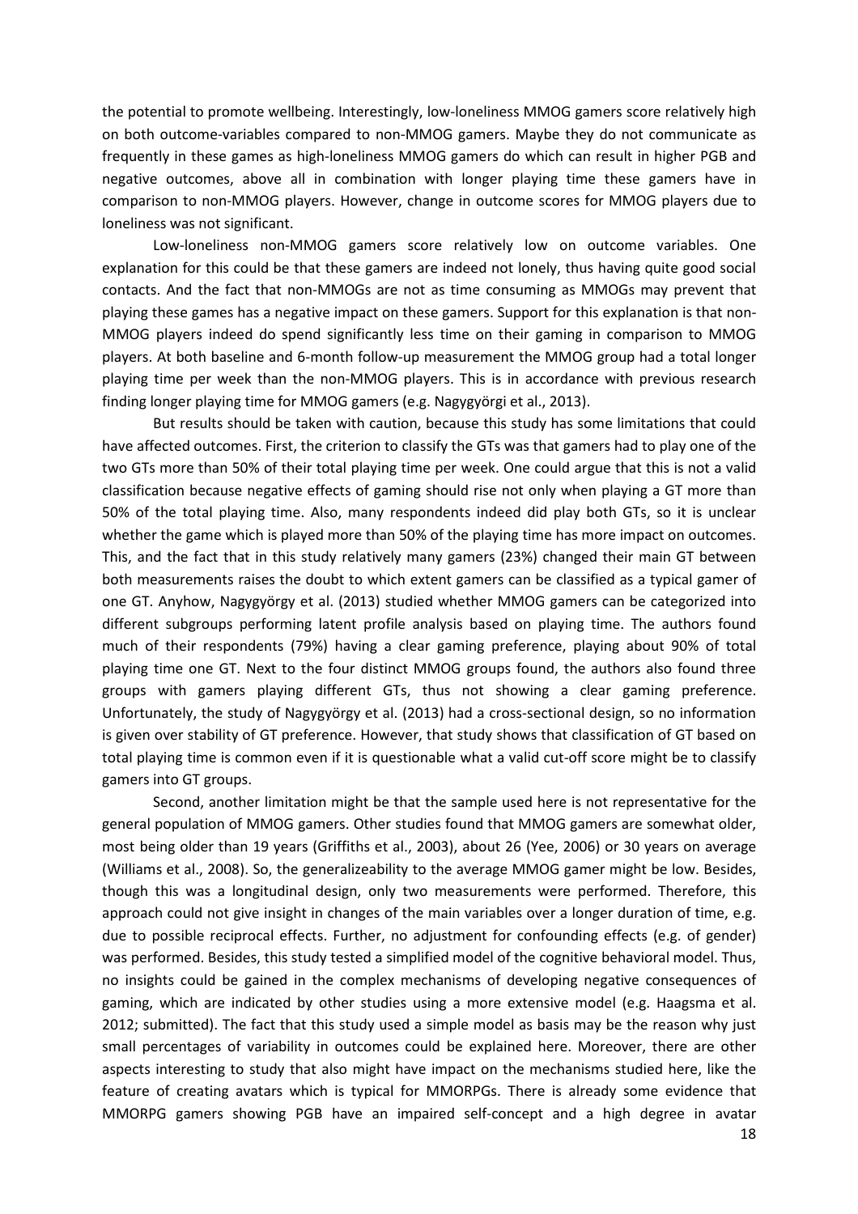the potential to promote wellbeing. Interestingly, low-loneliness MMOG gamers score relatively high on both outcome-variables compared to non-MMOG gamers. Maybe they do not communicate as frequently in these games as high-loneliness MMOG gamers do which can result in higher PGB and negative outcomes, above all in combination with longer playing time these gamers have in comparison to non-MMOG players. However, change in outcome scores for MMOG players due to loneliness was not significant.

Low-loneliness non-MMOG gamers score relatively low on outcome variables. One explanation for this could be that these gamers are indeed not lonely, thus having quite good social contacts. And the fact that non-MMOGs are not as time consuming as MMOGs may prevent that playing these games has a negative impact on these gamers. Support for this explanation is that non-MMOG players indeed do spend significantly less time on their gaming in comparison to MMOG players. At both baseline and 6-month follow-up measurement the MMOG group had a total longer playing time per week than the non-MMOG players. This is in accordance with previous research finding longer playing time for MMOG gamers (e.g. Nagygyörgi et al., 2013).

But results should be taken with caution, because this study has some limitations that could have affected outcomes. First, the criterion to classify the GTs was that gamers had to play one of the two GTs more than 50% of their total playing time per week. One could argue that this is not a valid classification because negative effects of gaming should rise not only when playing a GT more than 50% of the total playing time. Also, many respondents indeed did play both GTs, so it is unclear whether the game which is played more than 50% of the playing time has more impact on outcomes. This, and the fact that in this study relatively many gamers (23%) changed their main GT between both measurements raises the doubt to which extent gamers can be classified as a typical gamer of one GT. Anyhow, Nagygyörgy et al. (2013) studied whether MMOG gamers can be categorized into different subgroups performing latent profile analysis based on playing time. The authors found much of their respondents (79%) having a clear gaming preference, playing about 90% of total playing time one GT. Next to the four distinct MMOG groups found, the authors also found three groups with gamers playing different GTs, thus not showing a clear gaming preference. Unfortunately, the study of Nagygyörgy et al. (2013) had a cross-sectional design, so no information is given over stability of GT preference. However, that study shows that classification of GT based on total playing time is common even if it is questionable what a valid cut-off score might be to classify gamers into GT groups.

Second, another limitation might be that the sample used here is not representative for the general population of MMOG gamers. Other studies found that MMOG gamers are somewhat older, most being older than 19 years (Griffiths et al., 2003), about 26 (Yee, 2006) or 30 years on average (Williams et al., 2008). So, the generalizeability to the average MMOG gamer might be low. Besides, though this was a longitudinal design, only two measurements were performed. Therefore, this approach could not give insight in changes of the main variables over a longer duration of time, e.g. due to possible reciprocal effects. Further, no adjustment for confounding effects (e.g. of gender) was performed. Besides, this study tested a simplified model of the cognitive behavioral model. Thus, no insights could be gained in the complex mechanisms of developing negative consequences of gaming, which are indicated by other studies using a more extensive model (e.g. Haagsma et al. 2012; submitted). The fact that this study used a simple model as basis may be the reason why just small percentages of variability in outcomes could be explained here. Moreover, there are other aspects interesting to study that also might have impact on the mechanisms studied here, like the feature of creating avatars which is typical for MMORPGs. There is already some evidence that MMORPG gamers showing PGB have an impaired self-concept and a high degree in avatar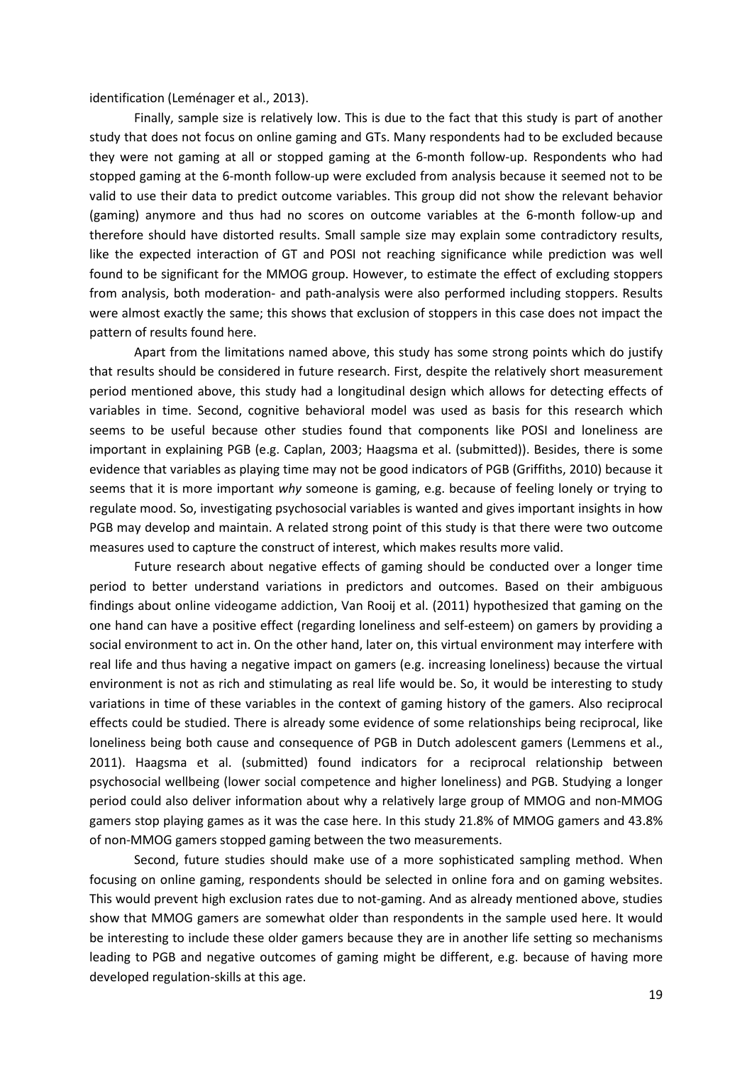identification (Leménager et al., 2013).

Finally, sample size is relatively low. This is due to the fact that this study is part of another study that does not focus on online gaming and GTs. Many respondents had to be excluded because they were not gaming at all or stopped gaming at the 6-month follow-up. Respondents who had stopped gaming at the 6-month follow-up were excluded from analysis because it seemed not to be valid to use their data to predict outcome variables. This group did not show the relevant behavior (gaming) anymore and thus had no scores on outcome variables at the 6-month follow-up and therefore should have distorted results. Small sample size may explain some contradictory results, like the expected interaction of GT and POSI not reaching significance while prediction was well found to be significant for the MMOG group. However, to estimate the effect of excluding stoppers from analysis, both moderation- and path-analysis were also performed including stoppers. Results were almost exactly the same; this shows that exclusion of stoppers in this case does not impact the pattern of results found here.

Apart from the limitations named above, this study has some strong points which do justify that results should be considered in future research. First, despite the relatively short measurement period mentioned above, this study had a longitudinal design which allows for detecting effects of variables in time. Second, cognitive behavioral model was used as basis for this research which seems to be useful because other studies found that components like POSI and loneliness are important in explaining PGB (e.g. Caplan, 2003; Haagsma et al. (submitted)). Besides, there is some evidence that variables as playing time may not be good indicators of PGB (Griffiths, 2010) because it seems that it is more important *why* someone is gaming, e.g. because of feeling lonely or trying to regulate mood. So, investigating psychosocial variables is wanted and gives important insights in how PGB may develop and maintain. A related strong point of this study is that there were two outcome measures used to capture the construct of interest, which makes results more valid.

Future research about negative effects of gaming should be conducted over a longer time period to better understand variations in predictors and outcomes. Based on their ambiguous findings about online videogame addiction, Van Rooij et al. (2011) hypothesized that gaming on the one hand can have a positive effect (regarding loneliness and self-esteem) on gamers by providing a social environment to act in. On the other hand, later on, this virtual environment may interfere with real life and thus having a negative impact on gamers (e.g. increasing loneliness) because the virtual environment is not as rich and stimulating as real life would be. So, it would be interesting to study variations in time of these variables in the context of gaming history of the gamers. Also reciprocal effects could be studied. There is already some evidence of some relationships being reciprocal, like loneliness being both cause and consequence of PGB in Dutch adolescent gamers (Lemmens et al., 2011). Haagsma et al. (submitted) found indicators for a reciprocal relationship between psychosocial wellbeing (lower social competence and higher loneliness) and PGB. Studying a longer period could also deliver information about why a relatively large group of MMOG and non-MMOG gamers stop playing games as it was the case here. In this study 21.8% of MMOG gamers and 43.8% of non-MMOG gamers stopped gaming between the two measurements.

Second, future studies should make use of a more sophisticated sampling method. When focusing on online gaming, respondents should be selected in online fora and on gaming websites. This would prevent high exclusion rates due to not-gaming. And as already mentioned above, studies show that MMOG gamers are somewhat older than respondents in the sample used here. It would be interesting to include these older gamers because they are in another life setting so mechanisms leading to PGB and negative outcomes of gaming might be different, e.g. because of having more developed regulation-skills at this age.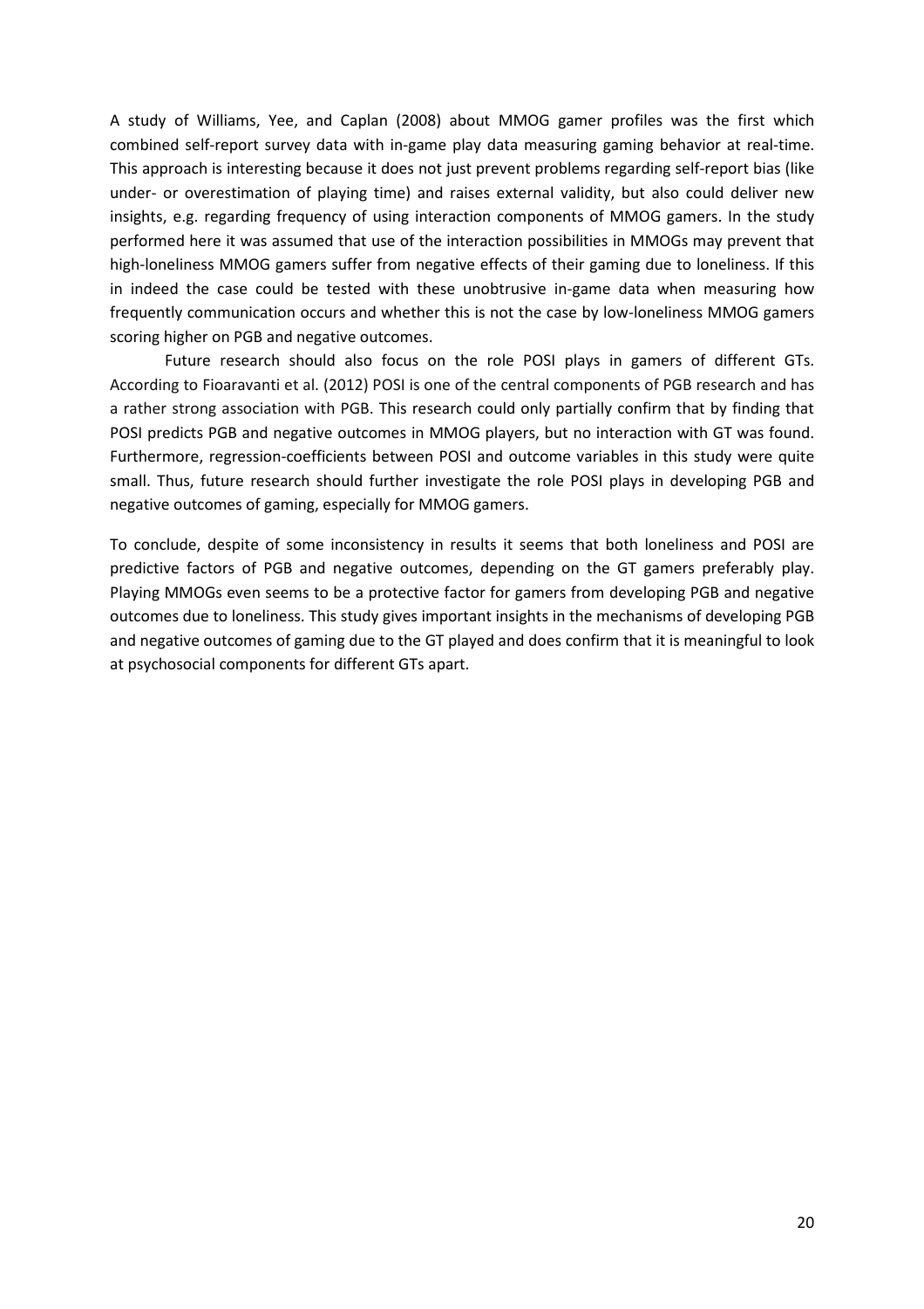A study of Williams, Yee, and Caplan (2008) about MMOG gamer profiles was the first which combined self-report survey data with in-game play data measuring gaming behavior at real-time. This approach is interesting because it does not just prevent problems regarding self-report bias (like under- or overestimation of playing time) and raises external validity, but also could deliver new insights, e.g. regarding frequency of using interaction components of MMOG gamers. In the study performed here it was assumed that use of the interaction possibilities in MMOGs may prevent that high-loneliness MMOG gamers suffer from negative effects of their gaming due to loneliness. If this in indeed the case could be tested with these unobtrusive in-game data when measuring how frequently communication occurs and whether this is not the case by low-loneliness MMOG gamers scoring higher on PGB and negative outcomes.

Future research should also focus on the role POSI plays in gamers of different GTs. According to Fioaravanti et al. (2012) POSI is one of the central components of PGB research and has a rather strong association with PGB. This research could only partially confirm that by finding that POSI predicts PGB and negative outcomes in MMOG players, but no interaction with GT was found. Furthermore, regression-coefficients between POSI and outcome variables in this study were quite small. Thus, future research should further investigate the role POSI plays in developing PGB and negative outcomes of gaming, especially for MMOG gamers.

To conclude, despite of some inconsistency in results it seems that both loneliness and POSI are predictive factors of PGB and negative outcomes, depending on the GT gamers preferably play. Playing MMOGs even seems to be a protective factor for gamers from developing PGB and negative outcomes due to loneliness. This study gives important insights in the mechanisms of developing PGB and negative outcomes of gaming due to the GT played and does confirm that it is meaningful to look at psychosocial components for different GTs apart.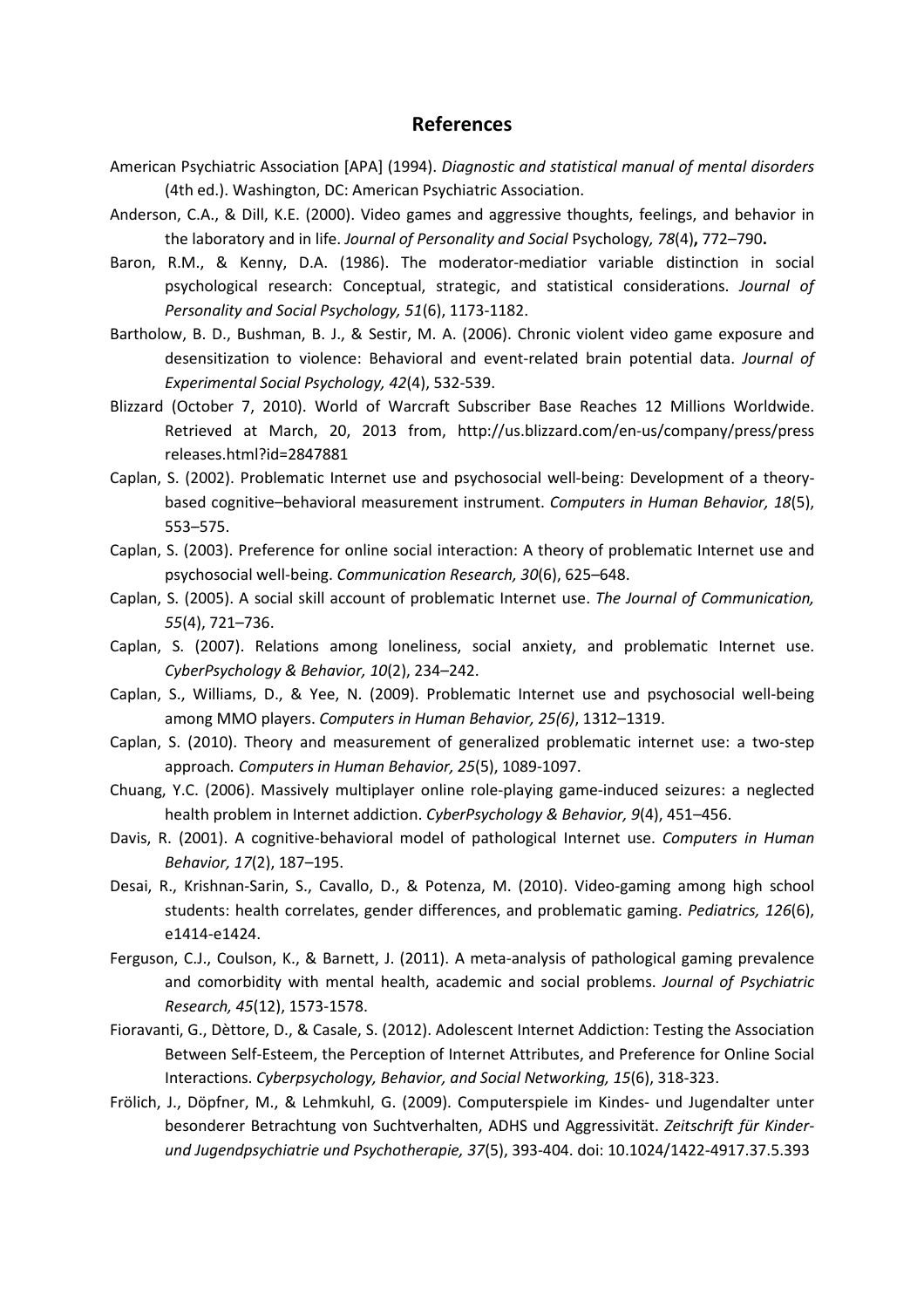## References

American Psychiatric Association [APA] (1994). *Diagnostic and statistical manual of mental disorders* (4th ed.). Washington, DC: American Psychiatric Association.

Anderson, C.A., & Dill, K.E. (2000). Video games and aggressive thoughts, feelings, and behavior in the laboratory and in life. *Journal of Personality and Social* Psychology*, 78*(4)**,** 772–790**.**

Baron, R.M., & Kenny, D.A. (1986). The moderator-mediatior variable distinction in social psychological research: Conceptual, strategic, and statistical considerations. *Journal of Personality and Social Psychology, 51*(6), 1173-1182.

Bartholow, B. D., Bushman, B. J., & Sestir, M. A. (2006). Chronic violent video game exposure and desensitization to violence: Behavioral and event-related brain potential data. *Journal of Experimental Social Psychology, 42*(4), 532-539.

Blizzard (October 7, 2010). World of Warcraft Subscriber Base Reaches 12 Millions Worldwide. Retrieved at March, 20, 2013 from, http://us.blizzard.com/en-us/company/press/press releases.html?id=2847881

Caplan, S. (2002). Problematic Internet use and psychosocial well-being: Development of a theory-based cognitive–behavioral measurement instrument. *Computers in Human Behavior, 18*(5), 553–575.

Caplan, S. (2003). Preference for online social interaction: A theory of problematic Internet use and psychosocial well-being. *Communication Research, 30*(6), 625–648.

Caplan, S. (2005). A social skill account of problematic Internet use. *The Journal of Communication, 55*(4), 721–736.

Caplan, S. (2007). Relations among loneliness, social anxiety, and problematic Internet use. *CyberPsychology & Behavior, 10*(2), 234–242.

Caplan, S., Williams, D., & Yee, N. (2009). Problematic Internet use and psychosocial well-being among MMO players. *Computers in Human Behavior, 25(6)*, 1312–1319.

Caplan, S. (2010). Theory and measurement of generalized problematic internet use: a two-step approach*. Computers in Human Behavior, 25*(5), 1089-1097.

Chuang, Y.C. (2006). Massively multiplayer online role-playing game-induced seizures: a neglected health problem in Internet addiction. *CyberPsychology & Behavior, 9*(4), 451–456.

Davis, R. (2001). A cognitive-behavioral model of pathological Internet use. *Computers in Human Behavior, 17*(2), 187–195.

Desai, R., Krishnan-Sarin, S., Cavallo, D., & Potenza, M. (2010). Video-gaming among high school students: health correlates, gender differences, and problematic gaming. *Pediatrics, 126*(6), e1414-e1424.

Ferguson, C.J., Coulson, K., & Barnett, J. (2011). A meta-analysis of pathological gaming prevalence and comorbidity with mental health, academic and social problems. *Journal of Psychiatric Research, 45*(12), 1573-1578.

Fioravanti, G., Dèttore, D., & Casale, S. (2012). Adolescent Internet Addiction: Testing the Association Between Self-Esteem, the Perception of Internet Attributes, and Preference for Online Social Interactions. *Cyberpsychology, Behavior, and Social Networking, 15*(6), 318-323.

Frölich, J., Döpfner, M., & Lehmkuhl, G. (2009). Computerspiele im Kindes- und Jugendalter unter besonderer Betrachtung von Suchtverhalten, ADHS und Aggressivität. *Zeitschrift für Kinder- und Jugendpsychiatrie und Psychotherapie, 37*(5), 393-404. doi: 10.1024/1422-4917.37.5.393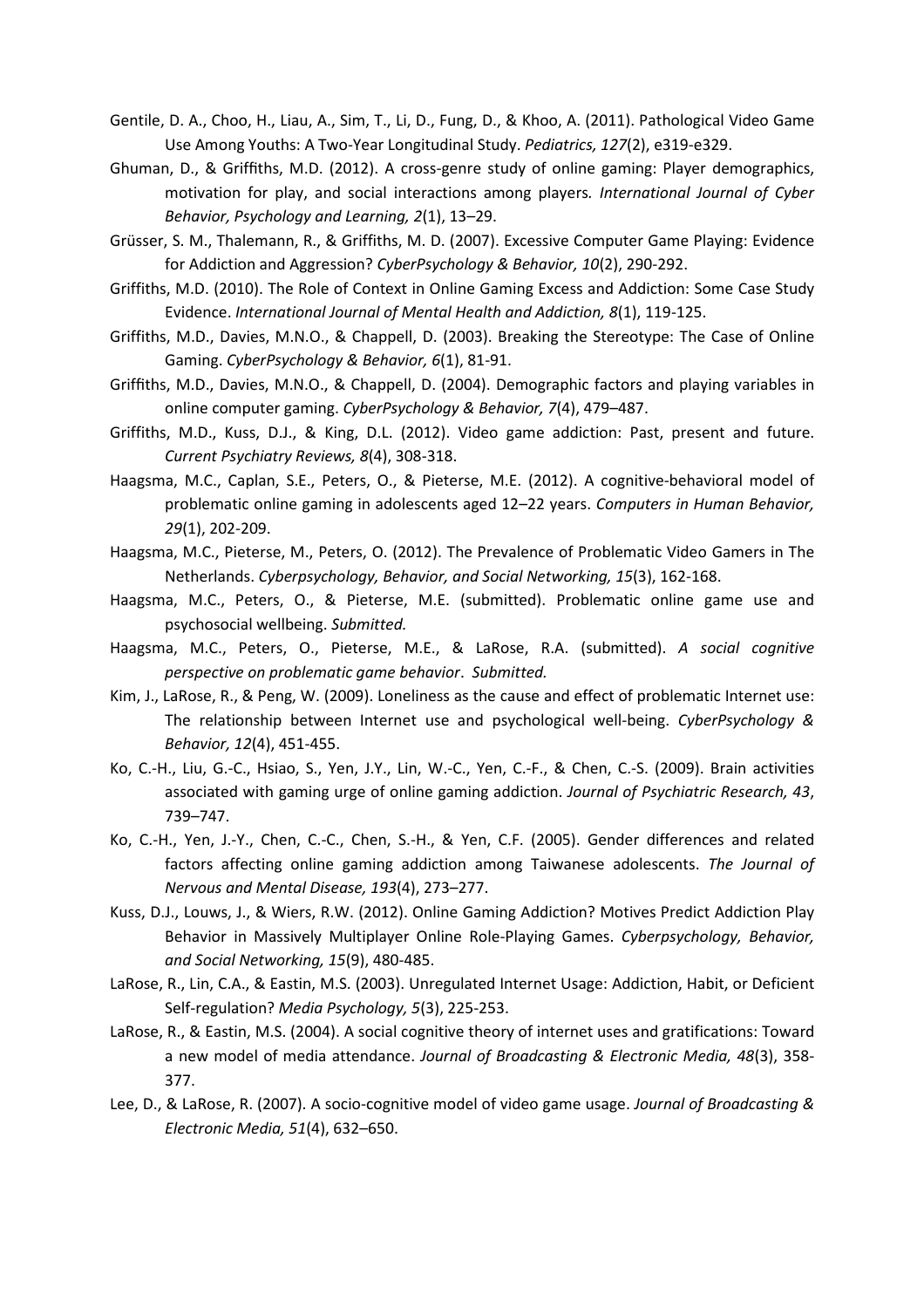Gentile, D. A., Choo, H., Liau, A., Sim, T., Li, D., Fung, D., & Khoo, A. (2011). Pathological Video Game Use Among Youths: A Two-Year Longitudinal Study. *Pediatrics, 127*(2), e319-e329.

Ghuman, D., & Griffiths, M.D. (2012). A cross-genre study of online gaming: Player demographics, motivation for play, and social interactions among players*. International Journal of Cyber Behavior, Psychology and Learning, 2*(1), 13–29.

Grüsser, S. M., Thalemann, R., & Griffiths, M. D. (2007). Excessive Computer Game Playing: Evidence for Addiction and Aggression? *CyberPsychology & Behavior, 10*(2), 290-292.

Griffiths, M.D. (2010). The Role of Context in Online Gaming Excess and Addiction: Some Case Study Evidence. *International Journal of Mental Health and Addiction, 8*(1), 119-125.

Griffiths, M.D., Davies, M.N.O., & Chappell, D. (2003). Breaking the Stereotype: The Case of Online Gaming. *CyberPsychology & Behavior, 6*(1), 81-91.

Griffiths, M.D., Davies, M.N.O., & Chappell, D. (2004). Demographic factors and playing variables in online computer gaming. *CyberPsychology & Behavior, 7*(4), 479–487.

Griffiths, M.D., Kuss, D.J., & King, D.L. (2012). Video game addiction: Past, present and future. *Current Psychiatry Reviews, 8*(4), 308-318.

Haagsma, M.C., Caplan, S.E., Peters, O., & Pieterse, M.E. (2012). A cognitive-behavioral model of problematic online gaming in adolescents aged 12–22 years. *Computers in Human Behavior, 29*(1), 202-209.

Haagsma, M.C., Pieterse, M., Peters, O. (2012). The Prevalence of Problematic Video Gamers in The Netherlands. *Cyberpsychology, Behavior, and Social Networking, 15*(3), 162-168.

Haagsma, M.C., Peters, O., & Pieterse, M.E. (submitted). Problematic online game use and psychosocial wellbeing. *Submitted.*

Haagsma, M.C., Peters, O., Pieterse, M.E., & LaRose, R.A. (submitted). *A social cognitive perspective on problematic game behavior*. *Submitted.*

Kim, J., LaRose, R., & Peng, W. (2009). Loneliness as the cause and effect of problematic Internet use: The relationship between Internet use and psychological well-being. *CyberPsychology & Behavior, 12*(4), 451-455.

Ko, C.-H., Liu, G.-C., Hsiao, S., Yen, J.Y., Lin, W.-C., Yen, C.-F., & Chen, C.-S. (2009). Brain activities associated with gaming urge of online gaming addiction. *Journal of Psychiatric Research, 43*, 739–747.

Ko, C.-H., Yen, J.-Y., Chen, C.-C., Chen, S.-H., & Yen, C.F. (2005). Gender differences and related factors affecting online gaming addiction among Taiwanese adolescents. *The Journal of Nervous and Mental Disease, 193*(4), 273–277.

Kuss, D.J., Louws, J., & Wiers, R.W. (2012). Online Gaming Addiction? Motives Predict Addiction Play Behavior in Massively Multiplayer Online Role-Playing Games. *Cyberpsychology, Behavior, and Social Networking, 15*(9), 480-485.

LaRose, R., Lin, C.A., & Eastin, M.S. (2003). Unregulated Internet Usage: Addiction, Habit, or Deficient Self-regulation? *Media Psychology, 5*(3), 225-253.

LaRose, R., & Eastin, M.S. (2004). A social cognitive theory of internet uses and gratifications: Toward a new model of media attendance. *Journal of Broadcasting & Electronic Media, 48*(3), 358-377.

Lee, D., & LaRose, R. (2007). A socio-cognitive model of video game usage. *Journal of Broadcasting & Electronic Media, 51*(4), 632–650.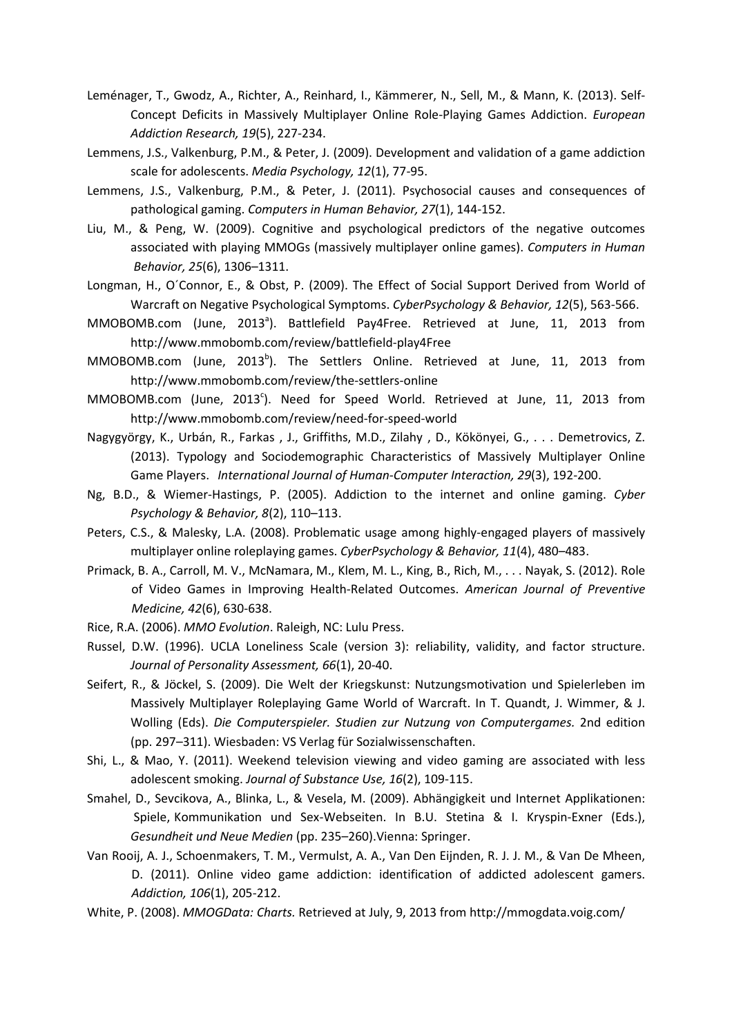Leménager, T., Gwodz, A., Richter, A., Reinhard, I., Kämmerer, N., Sell, M., & Mann, K. (2013). Self-Concept Deficits in Massively Multiplayer Online Role-Playing Games Addiction. *European Addiction Research, 19*(5), 227-234.

Lemmens, J.S., Valkenburg, P.M., & Peter, J. (2009). Development and validation of a game addiction scale for adolescents. *Media Psychology, 12*(1), 77-95.

Lemmens, J.S., Valkenburg, P.M., & Peter, J. (2011). Psychosocial causes and consequences of pathological gaming. *Computers in Human Behavior, 27*(1), 144-152.

Liu, M., & Peng, W. (2009). Cognitive and psychological predictors of the negative outcomes associated with playing MMOGs (massively multiplayer online games). *Computers in Human Behavior, 25*(6), 1306–1311.

Longman, H., O´Connor, E., & Obst, P. (2009). The Effect of Social Support Derived from World of Warcraft on Negative Psychological Symptoms. *CyberPsychology & Behavior, 12*(5), 563-566.

MMOBOMB.com (June, 2013[a]). Battlefield Pay4Free. Retrieved at June, 11, 2013 from http://www.mmobomb.com/review/battlefield-play4Free

MMOBOMB.com (June, 2013[b]). The Settlers Online. Retrieved at June, 11, 2013 from http://www.mmobomb.com/review/the-settlers-online

MMOBOMB.com (June, 2013[c]). Need for Speed World. Retrieved at June, 11, 2013 from http://www.mmobomb.com/review/need-for-speed-world

Nagygyörgy, K., Urbán, R., Farkas , J., Griffiths, M.D., Zilahy , D., Kökönyei, G., . . . Demetrovics, Z. (2013). Typology and Sociodemographic Characteristics of Massively Multiplayer Online Game Players. *International Journal of Human-Computer Interaction, 29*(3), 192-200.

Ng, B.D., & Wiemer-Hastings, P. (2005). Addiction to the internet and online gaming. *Cyber Psychology & Behavior, 8*(2), 110–113.

Peters, C.S., & Malesky, L.A. (2008). Problematic usage among highly-engaged players of massively multiplayer online roleplaying games. *CyberPsychology & Behavior, 11*(4), 480–483.

Primack, B. A., Carroll, M. V., McNamara, M., Klem, M. L., King, B., Rich, M., . . . Nayak, S. (2012). Role of Video Games in Improving Health-Related Outcomes. *American Journal of Preventive Medicine, 42*(6), 630-638.

Rice, R.A. (2006). *MMO Evolution*. Raleigh, NC: Lulu Press.

Russel, D.W. (1996). UCLA Loneliness Scale (version 3): reliability, validity, and factor structure. *Journal of Personality Assessment, 66*(1), 20-40.

Seifert, R., & Jöckel, S. (2009). Die Welt der Kriegskunst: Nutzungsmotivation und Spielerleben im Massively Multiplayer Roleplaying Game World of Warcraft. In T. Quandt, J. Wimmer, & J. Wolling (Eds). *Die Computerspieler. Studien zur Nutzung von Computergames.* 2nd edition (pp. 297–311). Wiesbaden: VS Verlag für Sozialwissenschaften.

Shi, L., & Mao, Y. (2011). Weekend television viewing and video gaming are associated with less adolescent smoking. *Journal of Substance Use, 16*(2), 109-115.

Smahel, D., Sevcikova, A., Blinka, L., & Vesela, M. (2009). Abhängigkeit und Internet Applikationen: Spiele, Kommunikation und Sex-Webseiten. In B.U. Stetina & I. Kryspin-Exner (Eds.), *Gesundheit und Neue Medien* (pp. 235–260).Vienna: Springer.

Van Rooij, A. J., Schoenmakers, T. M., Vermulst, A. A., Van Den Eijnden, R. J. J. M., & Van De Mheen, D. (2011). Online video game addiction: identification of addicted adolescent gamers. *Addiction, 106*(1), 205-212.

White, P. (2008). *MMOGData: Charts.* Retrieved at July, 9, 2013 from http://mmogdata.voig.com/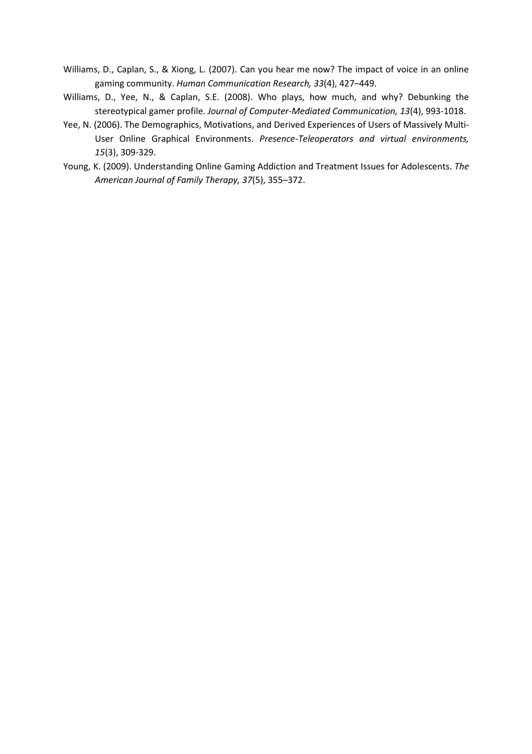Williams, D., Caplan, S., & Xiong, L. (2007). Can you hear me now? The impact of voice in an online gaming community. *Human Communication Research, 33*(4), 427–449.

Williams, D., Yee, N., & Caplan, S.E. (2008). Who plays, how much, and why? Debunking the stereotypical gamer profile. *Journal of Computer-Mediated Communication, 13*(4), 993-1018.

Yee, N. (2006). The Demographics, Motivations, and Derived Experiences of Users of Massively Multi-User Online Graphical Environments. *Presence-Teleoperators and virtual environments, 15*(3), 309-329.

Young, K. (2009). Understanding Online Gaming Addiction and Treatment Issues for Adolescents. *The American Journal of Family Therapy, 37*(5), 355–372.